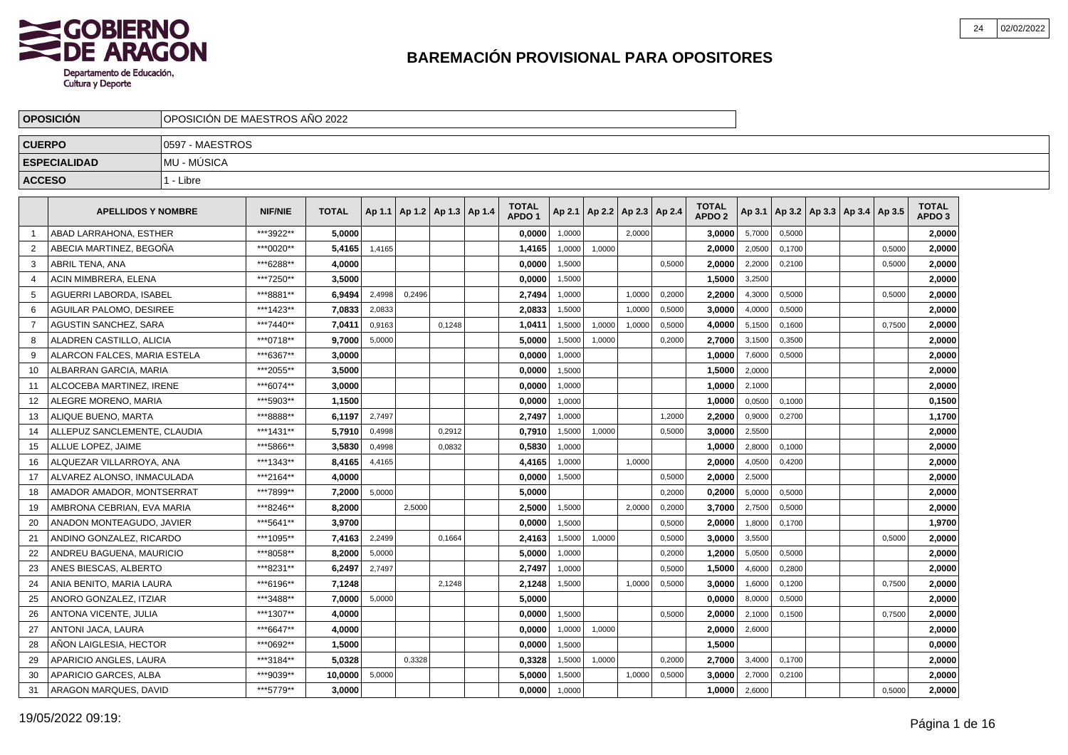# BAREMACIÓN PROVISIONAL PARA OPOSITORES

| | |
|---|---|
| **OPOSICIÓN** | OPOSICIÓN DE MAESTROS AÑO 2022 |
| **CUERPO** | 0597 - MAESTROS |
| **ESPECIALIDAD** | MU - MÚSICA |
| **ACCESO** | 1 - Libre |

| | APELLIDOS Y NOMBRE | NIF/NIE | TOTAL | Ap 1.1 | Ap 1.2 | Ap 1.3 | Ap 1.4 | TOTAL APDO 1 | Ap 2.1 | Ap 2.2 | Ap 2.3 | Ap 2.4 | TOTAL APDO 2 | Ap 3.1 | Ap 3.2 | Ap 3.3 | Ap 3.4 | Ap 3.5 | TOTAL APDO 3 |
|---|---|---|---|---|---|---|---|---|---|---|---|---|---|---|---|---|---|---|---|
| 1 | ABAD LARRAHONA, ESTHER | ***3922** | **5,0000** | | | | | **0,0000** | 1,0000 | | 2,0000 | | **3,0000** | 5,7000 | 0,5000 | | | | **2,0000** |
| 2 | ABECIA MARTINEZ, BEGOÑA | ***0020** | **5,4165** | 1,4165 | | | | **1,4165** | 1,0000 | 1,0000 | | | **2,0000** | 2,0500 | 0,1700 | | | 0,5000 | **2,0000** |
| 3 | ABRIL TENA, ANA | ***6288** | **4,0000** | | | | | **0,0000** | 1,5000 | | | 0,5000 | **2,0000** | 2,2000 | 0,2100 | | | 0,5000 | **2,0000** |
| 4 | ACIN MIMBRERA, ELENA | ***7250** | **3,5000** | | | | | **0,0000** | 1,5000 | | | | **1,5000** | 3,2500 | | | | | **2,0000** |
| 5 | AGUERRI LABORDA, ISABEL | ***8881** | **6,9494** | 2,4998 | 0,2496 | | | **2,7494** | 1,0000 | | 1,0000 | 0,2000 | **2,2000** | 4,3000 | 0,5000 | | | 0,5000 | **2,0000** |
| 6 | AGUILAR PALOMO, DESIREE | ***1423** | **7,0833** | 2,0833 | | | | **2,0833** | 1,5000 | | 1,0000 | 0,5000 | **3,0000** | 4,0000 | 0,5000 | | | | **2,0000** |
| 7 | AGUSTIN SANCHEZ, SARA | ***7440** | **7,0411** | 0,9163 | | 0,1248 | | **1,0411** | 1,5000 | 1,0000 | 1,0000 | 0,5000 | **4,0000** | 5,1500 | 0,1600 | | | 0,7500 | **2,0000** |
| 8 | ALADREN CASTILLO, ALICIA | ***0718** | **9,7000** | 5,0000 | | | | **5,0000** | 1,5000 | 1,0000 | | 0,2000 | **2,7000** | 3,1500 | 0,3500 | | | | **2,0000** |
| 9 | ALARCON FALCES, MARIA ESTELA | ***6367** | **3,0000** | | | | | **0,0000** | 1,0000 | | | | **1,0000** | 7,6000 | 0,5000 | | | | **2,0000** |
| 10 | ALBARRAN GARCIA, MARIA | ***2055** | **3,5000** | | | | | **0,0000** | 1,5000 | | | | **1,5000** | 2,0000 | | | | | **2,0000** |
| 11 | ALCOCEBA MARTINEZ, IRENE | ***6074** | **3,0000** | | | | | **0,0000** | 1,0000 | | | | **1,0000** | 2,1000 | | | | | **2,0000** |
| 12 | ALEGRE MORENO, MARIA | ***5903** | **1,1500** | | | | | **0,0000** | 1,0000 | | | | **1,0000** | 0,0500 | 0,1000 | | | | **0,1500** |
| 13 | ALIQUE BUENO, MARTA | ***8888** | **6,1197** | 2,7497 | | | | **2,7497** | 1,0000 | | | 1,2000 | **2,2000** | 0,9000 | 0,2700 | | | | **1,1700** |
| 14 | ALLEPUZ SANCLEMENTE, CLAUDIA | ***1431** | **5,7910** | 0,4998 | | 0,2912 | | **0,7910** | 1,5000 | 1,0000 | | 0,5000 | **3,0000** | 2,5500 | | | | | **2,0000** |
| 15 | ALLUE LOPEZ, JAIME | ***5866** | **3,5830** | 0,4998 | | 0,0832 | | **0,5830** | 1,0000 | | | | **1,0000** | 2,8000 | 0,1000 | | | | **2,0000** |
| 16 | ALQUEZAR VILLARROYA, ANA | ***1343** | **8,4165** | 4,4165 | | | | **4,4165** | 1,0000 | | 1,0000 | | **2,0000** | 4,0500 | 0,4200 | | | | **2,0000** |
| 17 | ALVAREZ ALONSO, INMACULADA | ***2164** | **4,0000** | | | | | **0,0000** | 1,5000 | | | 0,5000 | **2,0000** | 2,5000 | | | | | **2,0000** |
| 18 | AMADOR AMADOR, MONTSERRAT | ***7899** | **7,2000** | 5,0000 | | | | **5,0000** | | | | 0,2000 | **0,2000** | 5,0000 | 0,5000 | | | | **2,0000** |
| 19 | AMBRONA CEBRIAN, EVA MARIA | ***8246** | **8,2000** | | 2,5000 | | | **2,5000** | 1,5000 | | 2,0000 | 0,2000 | **3,7000** | 2,7500 | 0,5000 | | | | **2,0000** |
| 20 | ANADON MONTEAGUDO, JAVIER | ***5641** | **3,9700** | | | | | **0,0000** | 1,5000 | | | 0,5000 | **2,0000** | 1,8000 | 0,1700 | | | | **1,9700** |
| 21 | ANDINO GONZALEZ, RICARDO | ***1095** | **7,4163** | 2,2499 | | 0,1664 | | **2,4163** | 1,5000 | 1,0000 | | 0,5000 | **3,0000** | 3,5500 | | | | 0,5000 | **2,0000** |
| 22 | ANDREU BAGUENA, MAURICIO | ***8058** | **8,2000** | 5,0000 | | | | **5,0000** | 1,0000 | | | 0,2000 | **1,2000** | 5,0500 | 0,5000 | | | | **2,0000** |
| 23 | ANES BIESCAS, ALBERTO | ***8231** | **6,2497** | 2,7497 | | | | **2,7497** | 1,0000 | | | 0,5000 | **1,5000** | 4,6000 | 0,2800 | | | | **2,0000** |
| 24 | ANIA BENITO, MARIA LAURA | ***6196** | **7,1248** | | | 2,1248 | | **2,1248** | 1,5000 | | 1,0000 | 0,5000 | **3,0000** | 1,6000 | 0,1200 | | | 0,7500 | **2,0000** |
| 25 | ANORO GONZALEZ, ITZIAR | ***3488** | **7,0000** | 5,0000 | | | | **5,0000** | | | | | **0,0000** | 8,0000 | 0,5000 | | | | **2,0000** |
| 26 | ANTONA VICENTE, JULIA | ***1307** | **4,0000** | | | | | **0,0000** | 1,5000 | | | 0,5000 | **2,0000** | 2,1000 | 0,1500 | | | 0,7500 | **2,0000** |
| 27 | ANTONI JACA, LAURA | ***6647** | **4,0000** | | | | | **0,0000** | 1,0000 | 1,0000 | | | **2,0000** | 2,6000 | | | | | **2,0000** |
| 28 | AÑON LAIGLESIA, HECTOR | ***0692** | **1,5000** | | | | | **0,0000** | 1,5000 | | | | **1,5000** | | | | | | **0,0000** |
| 29 | APARICIO ANGLES, LAURA | ***3184** | **5,0328** | | 0,3328 | | | **0,3328** | 1,5000 | 1,0000 | | 0,2000 | **2,7000** | 3,4000 | 0,1700 | | | | **2,0000** |
| 30 | APARICIO GARCES, ALBA | ***9039** | **10,0000** | 5,0000 | | | | **5,0000** | 1,5000 | | 1,0000 | 0,5000 | **3,0000** | 2,7000 | 0,2100 | | | | **2,0000** |
| 31 | ARAGON MARQUES, DAVID | ***5779** | **3,0000** | | | | | **0,0000** | 1,0000 | | | | **1,0000** | 2,6000 | | | | 0,5000 | **2,0000** |

19/05/2022 09:19: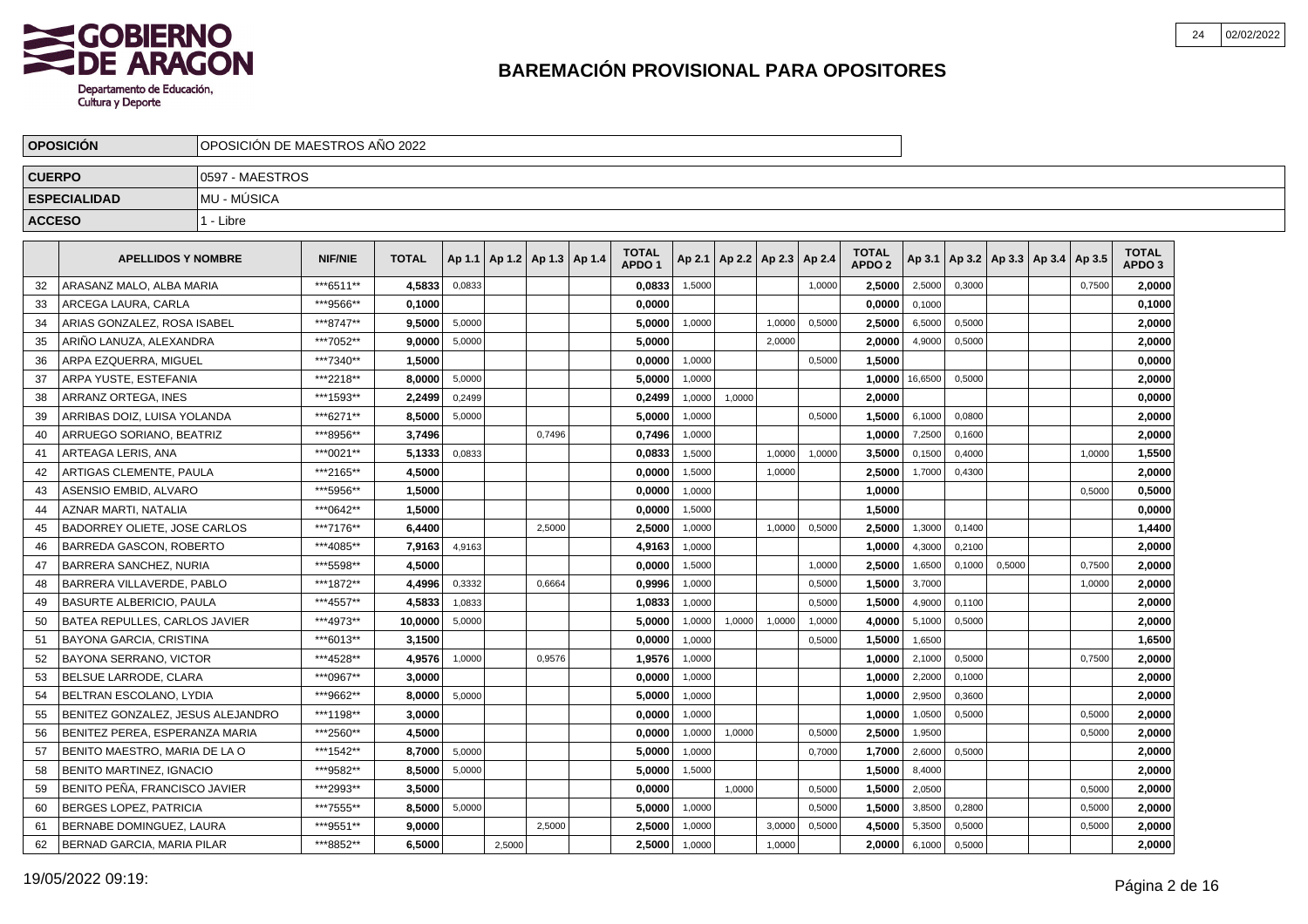# BAREMACIÓN PROVISIONAL PARA OPOSITORES

| | |
|---|---|
| **OPOSICIÓN** | OPOSICIÓN DE MAESTROS AÑO 2022 |
| **CUERPO** | 0597 - MAESTROS |
| **ESPECIALIDAD** | MU - MÚSICA |
| **ACCESO** | 1 - Libre |

| | APELLIDOS Y NOMBRE | NIF/NIE | TOTAL | Ap 1.1 | Ap 1.2 | Ap 1.3 | Ap 1.4 | TOTAL APDO 1 | Ap 2.1 | Ap 2.2 | Ap 2.3 | Ap 2.4 | TOTAL APDO 2 | Ap 3.1 | Ap 3.2 | Ap 3.3 | Ap 3.4 | Ap 3.5 | TOTAL APDO 3 |
|---|---|---|---|---|---|---|---|---|---|---|---|---|---|---|---|---|---|---|---|
| 32 | ARASANZ MALO, ALBA MARIA | ***6511** | **4,5833** | 0,0833 | | | | **0,0833** | 1,5000 | | | 1,0000 | **2,5000** | 2,5000 | 0,3000 | | | 0,7500 | **2,0000** |
| 33 | ARCEGA LAURA, CARLA | ***9566** | **0,1000** | | | | | **0,0000** | | | | | **0,0000** | 0,1000 | | | | | **0,1000** |
| 34 | ARIAS GONZALEZ, ROSA ISABEL | ***8747** | **9,5000** | 5,0000 | | | | **5,0000** | 1,0000 | | 1,0000 | 0,5000 | **2,5000** | 6,5000 | 0,5000 | | | | **2,0000** |
| 35 | ARIÑO LANUZA, ALEXANDRA | ***7052** | **9,0000** | 5,0000 | | | | **5,0000** | | | 2,0000 | | **2,0000** | 4,9000 | 0,5000 | | | | **2,0000** |
| 36 | ARPA EZQUERRA, MIGUEL | ***7340** | **1,5000** | | | | | **0,0000** | 1,0000 | | | 0,5000 | **1,5000** | | | | | | **0,0000** |
| 37 | ARPA YUSTE, ESTEFANIA | ***2218** | **8,0000** | 5,0000 | | | | **5,0000** | 1,0000 | | | | **1,0000** | 16,6500 | 0,5000 | | | | **2,0000** |
| 38 | ARRANZ ORTEGA, INES | ***1593** | **2,2499** | 0,2499 | | | | **0,2499** | 1,0000 | 1,0000 | | | **2,0000** | | | | | | **0,0000** |
| 39 | ARRIBAS DOIZ, LUISA YOLANDA | ***6271** | **8,5000** | 5,0000 | | | | **5,0000** | 1,0000 | | | 0,5000 | **1,5000** | 6,1000 | 0,0800 | | | | **2,0000** |
| 40 | ARRUEGO SORIANO, BEATRIZ | ***8956** | **3,7496** | | | 0,7496 | | **0,7496** | 1,0000 | | | | **1,0000** | 7,2500 | 0,1600 | | | | **2,0000** |
| 41 | ARTEAGA LERIS, ANA | ***0021** | **5,1333** | 0,0833 | | | | **0,0833** | 1,5000 | | 1,0000 | 1,0000 | **3,5000** | 0,1500 | 0,4000 | | | 1,0000 | **1,5500** |
| 42 | ARTIGAS CLEMENTE, PAULA | ***2165** | **4,5000** | | | | | **0,0000** | 1,5000 | | 1,0000 | | **2,5000** | 1,7000 | 0,4300 | | | | **2,0000** |
| 43 | ASENSIO EMBID, ALVARO | ***5956** | **1,5000** | | | | | **0,0000** | 1,0000 | | | | **1,0000** | | | | | 0,5000 | **0,5000** |
| 44 | AZNAR MARTI, NATALIA | ***0642** | **1,5000** | | | | | **0,0000** | 1,5000 | | | | **1,5000** | | | | | | **0,0000** |
| 45 | BADORREY OLIETE, JOSE CARLOS | ***7176** | **6,4400** | | | 2,5000 | | **2,5000** | 1,0000 | | 1,0000 | 0,5000 | **2,5000** | 1,3000 | 0,1400 | | | | **1,4400** |
| 46 | BARREDA GASCON, ROBERTO | ***4085** | **7,9163** | 4,9163 | | | | **4,9163** | 1,0000 | | | | **1,0000** | 4,3000 | 0,2100 | | | | **2,0000** |
| 47 | BARRERA SANCHEZ, NURIA | ***5598** | **4,5000** | | | | | **0,0000** | 1,5000 | | | 1,0000 | **2,5000** | 1,6500 | 0,1000 | 0,5000 | | 0,7500 | **2,0000** |
| 48 | BARRERA VILLAVERDE, PABLO | ***1872** | **4,4996** | 0,3332 | | 0,6664 | | **0,9996** | 1,0000 | | | 0,5000 | **1,5000** | 3,7000 | | | | 1,0000 | **2,0000** |
| 49 | BASURTE ALBERICIO, PAULA | ***4557** | **4,5833** | 1,0833 | | | | **1,0833** | 1,0000 | | | 0,5000 | **1,5000** | 4,9000 | 0,1100 | | | | **2,0000** |
| 50 | BATEA REPULLES, CARLOS JAVIER | ***4973** | **10,0000** | 5,0000 | | | | **5,0000** | 1,0000 | 1,0000 | 1,0000 | 1,0000 | **4,0000** | 5,1000 | 0,5000 | | | | **2,0000** |
| 51 | BAYONA GARCIA, CRISTINA | ***6013** | **3,1500** | | | | | **0,0000** | 1,0000 | | | 0,5000 | **1,5000** | 1,6500 | | | | | **1,6500** |
| 52 | BAYONA SERRANO, VICTOR | ***4528** | **4,9576** | 1,0000 | | 0,9576 | | **1,9576** | 1,0000 | | | | **1,0000** | 2,1000 | 0,5000 | | | 0,7500 | **2,0000** |
| 53 | BELSUE LARRODE, CLARA | ***0967** | **3,0000** | | | | | **0,0000** | 1,0000 | | | | **1,0000** | 2,2000 | 0,1000 | | | | **2,0000** |
| 54 | BELTRAN ESCOLANO, LYDIA | ***9662** | **8,0000** | 5,0000 | | | | **5,0000** | 1,0000 | | | | **1,0000** | 2,9500 | 0,3600 | | | | **2,0000** |
| 55 | BENITEZ GONZALEZ, JESUS ALEJANDRO | ***1198** | **3,0000** | | | | | **0,0000** | 1,0000 | | | | **1,0000** | 1,0500 | 0,5000 | | | 0,5000 | **2,0000** |
| 56 | BENITEZ PEREA, ESPERANZA MARIA | ***2560** | **4,5000** | | | | | **0,0000** | 1,0000 | 1,0000 | | 0,5000 | **2,5000** | 1,9500 | | | | 0,5000 | **2,0000** |
| 57 | BENITO MAESTRO, MARIA DE LA O | ***1542** | **8,7000** | 5,0000 | | | | **5,0000** | 1,0000 | | | 0,7000 | **1,7000** | 2,6000 | 0,5000 | | | | **2,0000** |
| 58 | BENITO MARTINEZ, IGNACIO | ***9582** | **8,5000** | 5,0000 | | | | **5,0000** | 1,5000 | | | | **1,5000** | 8,4000 | | | | | **2,0000** |
| 59 | BENITO PEÑA, FRANCISCO JAVIER | ***2993** | **3,5000** | | | | | **0,0000** | | 1,0000 | | 0,5000 | **1,5000** | 2,0500 | | | | 0,5000 | **2,0000** |
| 60 | BERGES LOPEZ, PATRICIA | ***7555** | **8,5000** | 5,0000 | | | | **5,0000** | 1,0000 | | | 0,5000 | **1,5000** | 3,8500 | 0,2800 | | | 0,5000 | **2,0000** |
| 61 | BERNABE DOMINGUEZ, LAURA | ***9551** | **9,0000** | | | 2,5000 | | **2,5000** | 1,0000 | | 3,0000 | 0,5000 | **4,5000** | 5,3500 | 0,5000 | | | 0,5000 | **2,0000** |
| 62 | BERNAD GARCIA, MARIA PILAR | ***8852** | **6,5000** | | 2,5000 | | | **2,5000** | 1,0000 | | 1,0000 | | **2,0000** | 6,1000 | 0,5000 | | | | **2,0000** |

19/05/2022 09:19: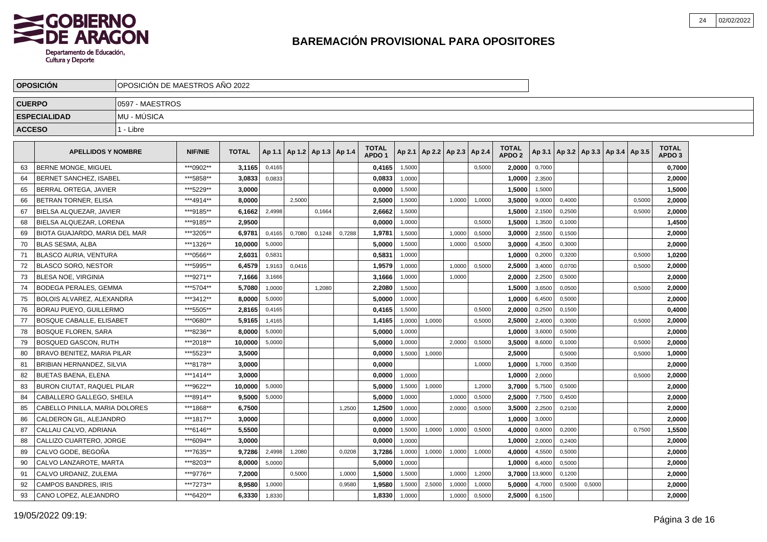# BAREMACIÓN PROVISIONAL PARA OPOSITORES

| OPOSICIÓN | OPOSICIÓN DE MAESTROS AÑO 2022 |
|---|---|
| CUERPO | 0597 - MAESTROS |
| ESPECIALIDAD | MU - MÚSICA |
| ACCESO | 1 - Libre |

| | APELLIDOS Y NOMBRE | NIF/NIE | TOTAL | Ap 1.1 | Ap 1.2 | Ap 1.3 | Ap 1.4 | TOTAL APDO 1 | Ap 2.1 | Ap 2.2 | Ap 2.3 | Ap 2.4 | TOTAL APDO 2 | Ap 3.1 | Ap 3.2 | Ap 3.3 | Ap 3.4 | Ap 3.5 | TOTAL APDO 3 |
|---|---|---|---|---|---|---|---|---|---|---|---|---|---|---|---|---|---|---|---|
| 63 | BERNE MONGE, MIGUEL | ***0902** | 3,1165 | 0,4165 | | | | 0,4165 | 1,5000 | | | 0,5000 | 2,0000 | 0,7000 | | | | | 0,7000 |
| 64 | BERNET SANCHEZ, ISABEL | ***5858** | 3,0833 | 0,0833 | | | | 0,0833 | 1,0000 | | | | 1,0000 | 2,3500 | | | | | 2,0000 |
| 65 | BERRAL ORTEGA, JAVIER | ***5229** | 3,0000 | | | | | 0,0000 | 1,5000 | | | | 1,5000 | 1,5000 | | | | | 1,5000 |
| 66 | BETRAN TORNER, ELISA | ***4914** | 8,0000 | | 2,5000 | | | 2,5000 | 1,5000 | | 1,0000 | 1,0000 | 3,5000 | 9,0000 | 0,4000 | | | 0,5000 | 2,0000 |
| 67 | BIELSA ALQUEZAR, JAVIER | ***9185** | 6,1662 | 2,4998 | | 0,1664 | | 2,6662 | 1,5000 | | | | 1,5000 | 2,1500 | 0,2500 | | | 0,5000 | 2,0000 |
| 68 | BIELSA ALQUEZAR, LORENA | ***9185** | 2,9500 | | | | | 0,0000 | 1,0000 | | | 0,5000 | 1,5000 | 1,3500 | 0,1000 | | | | 1,4500 |
| 69 | BIOTA GUAJARDO, MARIA DEL MAR | ***3205** | 6,9781 | 0,4165 | 0,7080 | 0,1248 | 0,7288 | 1,9781 | 1,5000 | | 1,0000 | 0,5000 | 3,0000 | 2,5500 | 0,1500 | | | | 2,0000 |
| 70 | BLAS SESMA, ALBA | ***1326** | 10,0000 | 5,0000 | | | | 5,0000 | 1,5000 | | 1,0000 | 0,5000 | 3,0000 | 4,3500 | 0,3000 | | | | 2,0000 |
| 71 | BLASCO AURIA, VENTURA | ***0566** | 2,6031 | 0,5831 | | | | 0,5831 | 1,0000 | | | | 1,0000 | 0,2000 | 0,3200 | | | 0,5000 | 1,0200 |
| 72 | BLASCO SORO, NESTOR | ***5995** | 6,4579 | 1,9163 | 0,0416 | | | 1,9579 | 1,0000 | | 1,0000 | 0,5000 | 2,5000 | 3,4000 | 0,0700 | | | 0,5000 | 2,0000 |
| 73 | BLESA NOE, VIRGINIA | ***9271** | 7,1666 | 3,1666 | | | | 3,1666 | 1,0000 | | 1,0000 | | 2,0000 | 2,2500 | 0,5000 | | | | 2,0000 |
| 74 | BODEGA PERALES, GEMMA | ***5704** | 5,7080 | 1,0000 | | 1,2080 | | 2,2080 | 1,5000 | | | | 1,5000 | 3,6500 | 0,0500 | | | 0,5000 | 2,0000 |
| 75 | BOLOIS ALVAREZ, ALEXANDRA | ***3412** | 8,0000 | 5,0000 | | | | 5,0000 | 1,0000 | | | | 1,0000 | 6,4500 | 0,5000 | | | | 2,0000 |
| 76 | BORAU PUEYO, GUILLERMO | ***5505** | 2,8165 | 0,4165 | | | | 0,4165 | 1,5000 | | | 0,5000 | 2,0000 | 0,2500 | 0,1500 | | | | 0,4000 |
| 77 | BOSQUE CABALLE, ELISABET | ***0680** | 5,9165 | 1,4165 | | | | 1,4165 | 1,0000 | 1,0000 | | 0,5000 | 2,5000 | 2,4000 | 0,3000 | | | 0,5000 | 2,0000 |
| 78 | BOSQUE FLOREN, SARA | ***8236** | 8,0000 | 5,0000 | | | | 5,0000 | 1,0000 | | | | 1,0000 | 3,6000 | 0,5000 | | | | 2,0000 |
| 79 | BOSQUED GASCON, RUTH | ***2018** | 10,0000 | 5,0000 | | | | 5,0000 | 1,0000 | | 2,0000 | 0,5000 | 3,5000 | 8,6000 | 0,1000 | | | 0,5000 | 2,0000 |
| 80 | BRAVO BENITEZ, MARIA PILAR | ***5523** | 3,5000 | | | | | 0,0000 | 1,5000 | 1,0000 | | | 2,5000 | | 0,5000 | | | 0,5000 | 1,0000 |
| 81 | BRIBIAN HERNANDEZ, SILVIA | ***8178** | 3,0000 | | | | | 0,0000 | | | | 1,0000 | 1,0000 | 1,7000 | 0,3500 | | | | 2,0000 |
| 82 | BUETAS BAENA, ELENA | ***1414** | 3,0000 | | | | | 0,0000 | 1,0000 | | | | 1,0000 | 2,0000 | | | | 0,5000 | 2,0000 |
| 83 | BURON CIUTAT, RAQUEL PILAR | ***9622** | 10,0000 | 5,0000 | | | | 5,0000 | 1,5000 | 1,0000 | | 1,2000 | 3,7000 | 5,7500 | 0,5000 | | | | 2,0000 |
| 84 | CABALLERO GALLEGO, SHEILA | ***8914** | 9,5000 | 5,0000 | | | | 5,0000 | 1,0000 | | 1,0000 | 0,5000 | 2,5000 | 7,7500 | 0,4500 | | | | 2,0000 |
| 85 | CABELLO PINILLA, MARIA DOLORES | ***1868** | 6,7500 | | | | 1,2500 | 1,2500 | 1,0000 | | 2,0000 | 0,5000 | 3,5000 | 2,2500 | 0,2100 | | | | 2,0000 |
| 86 | CALDERON GIL, ALEJANDRO | ***1817** | 3,0000 | | | | | 0,0000 | 1,0000 | | | | 1,0000 | 3,0000 | | | | | 2,0000 |
| 87 | CALLAU CALVO, ADRIANA | ***6146** | 5,5500 | | | | | 0,0000 | 1,5000 | 1,0000 | 1,0000 | 0,5000 | 4,0000 | 0,6000 | 0,2000 | | | 0,7500 | 1,5500 |
| 88 | CALLIZO CUARTERO, JORGE | ***6094** | 3,0000 | | | | | 0,0000 | 1,0000 | | | | 1,0000 | 2,0000 | 0,2400 | | | | 2,0000 |
| 89 | CALVO GODE, BEGOÑA | ***7635** | 9,7286 | 2,4998 | 1,2080 | | 0,0208 | 3,7286 | 1,0000 | 1,0000 | 1,0000 | 1,0000 | 4,0000 | 4,5500 | 0,5000 | | | | 2,0000 |
| 90 | CALVO LANZAROTE, MARTA | ***8203** | 8,0000 | 5,0000 | | | | 5,0000 | 1,0000 | | | | 1,0000 | 6,4000 | 0,5000 | | | | 2,0000 |
| 91 | CALVO URDANIZ, ZULEMA | ***9776** | 7,2000 | | 0,5000 | | 1,0000 | 1,5000 | 1,5000 | | 1,0000 | 1,2000 | 3,7000 | 13,9000 | 0,1200 | | | | 2,0000 |
| 92 | CAMPOS BANDRES, IRIS | ***7273** | 8,9580 | 1,0000 | | | 0,9580 | 1,9580 | 1,5000 | 2,5000 | 1,0000 | 1,0000 | 5,0000 | 4,7000 | 0,5000 | 0,5000 | | | 2,0000 |
| 93 | CANO LOPEZ, ALEJANDRO | ***6420** | 6,3330 | 1,8330 | | | | 1,8330 | 1,0000 | | 1,0000 | 0,5000 | 2,5000 | 6,1500 | | | | | 2,0000 |

19/05/2022 09:19: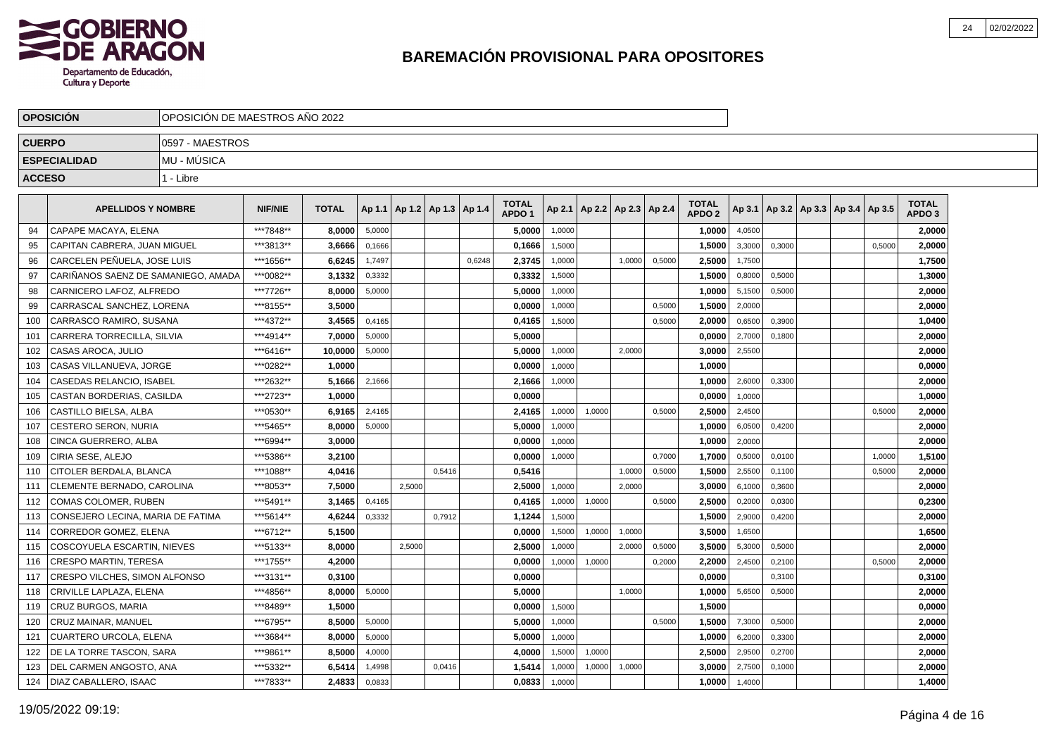# BAREMACIÓN PROVISIONAL PARA OPOSITORES

| OPOSICIÓN | OPOSICIÓN DE MAESTROS AÑO 2022 |
|---|---|
| CUERPO | 0597 - MAESTROS |
| ESPECIALIDAD | MU - MÚSICA |
| ACCESO | 1 - Libre |

| | APELLIDOS Y NOMBRE | NIF/NIE | TOTAL | Ap 1.1 | Ap 1.2 | Ap 1.3 | Ap 1.4 | TOTAL APDO 1 | Ap 2.1 | Ap 2.2 | Ap 2.3 | Ap 2.4 | TOTAL APDO 2 | Ap 3.1 | Ap 3.2 | Ap 3.3 | Ap 3.4 | Ap 3.5 | TOTAL APDO 3 |
|---|---|---|---|---|---|---|---|---|---|---|---|---|---|---|---|---|---|---|---|
| 94 | CAPAPE MACAYA, ELENA | ***7848** | 8,0000 | 5,0000 | | | | 5,0000 | 1,0000 | | | | 1,0000 | 4,0500 | | | | | 2,0000 |
| 95 | CAPITAN CABRERA, JUAN MIGUEL | ***3813** | 3,6666 | 0,1666 | | | | 0,1666 | 1,5000 | | | | 1,5000 | 3,3000 | 0,3000 | | | 0,5000 | 2,0000 |
| 96 | CARCELEN PEÑUELA, JOSE LUIS | ***1656** | 6,6245 | 1,7497 | | | 0,6248 | 2,3745 | 1,0000 | | 1,0000 | 0,5000 | 2,5000 | 1,7500 | | | | | 1,7500 |
| 97 | CARIÑANOS SAENZ DE SAMANIEGO, AMADA | ***0082** | 3,1332 | 0,3332 | | | | 0,3332 | 1,5000 | | | | 1,5000 | 0,8000 | 0,5000 | | | | 1,3000 |
| 98 | CARNICERO LAFOZ, ALFREDO | ***7726** | 8,0000 | 5,0000 | | | | 5,0000 | 1,0000 | | | | 1,0000 | 5,1500 | 0,5000 | | | | 2,0000 |
| 99 | CARRASCAL SANCHEZ, LORENA | ***8155** | 3,5000 | | | | | 0,0000 | 1,0000 | | | 0,5000 | 1,5000 | 2,0000 | | | | | 2,0000 |
| 100 | CARRASCO RAMIRO, SUSANA | ***4372** | 3,4565 | 0,4165 | | | | 0,4165 | 1,5000 | | | 0,5000 | 2,0000 | 0,6500 | 0,3900 | | | | 1,0400 |
| 101 | CARRERA TORRECILLA, SILVIA | ***4914** | 7,0000 | 5,0000 | | | | 5,0000 | | | | | 0,0000 | 2,7000 | 0,1800 | | | | 2,0000 |
| 102 | CASAS AROCA, JULIO | ***6416** | 10,0000 | 5,0000 | | | | 5,0000 | 1,0000 | | 2,0000 | | 3,0000 | 2,5500 | | | | | 2,0000 |
| 103 | CASAS VILLANUEVA, JORGE | ***0282** | 1,0000 | | | | | 0,0000 | 1,0000 | | | | 1,0000 | | | | | | 0,0000 |
| 104 | CASEDAS RELANCIO, ISABEL | ***2632** | 5,1666 | 2,1666 | | | | 2,1666 | 1,0000 | | | | 1,0000 | 2,6000 | 0,3300 | | | | 2,0000 |
| 105 | CASTAN BORDERIAS, CASILDA | ***2723** | 1,0000 | | | | | 0,0000 | | | | | 0,0000 | 1,0000 | | | | | 1,0000 |
| 106 | CASTILLO BIELSA, ALBA | ***0530** | 6,9165 | 2,4165 | | | | 2,4165 | 1,0000 | 1,0000 | | 0,5000 | 2,5000 | 2,4500 | | | | 0,5000 | 2,0000 |
| 107 | CESTERO SERON, NURIA | ***5465** | 8,0000 | 5,0000 | | | | 5,0000 | 1,0000 | | | | 1,0000 | 6,0500 | 0,4200 | | | | 2,0000 |
| 108 | CINCA GUERRERO, ALBA | ***6994** | 3,0000 | | | | | 0,0000 | 1,0000 | | | | 1,0000 | 2,0000 | | | | | 2,0000 |
| 109 | CIRIA SESE, ALEJO | ***5386** | 3,2100 | | | | | 0,0000 | 1,0000 | | | 0,7000 | 1,7000 | 0,5000 | 0,0100 | | | 1,0000 | 1,5100 |
| 110 | CITOLER BERDALA, BLANCA | ***1088** | 4,0416 | | | 0,5416 | | 0,5416 | | | 1,0000 | 0,5000 | 1,5000 | 2,5500 | 0,1100 | | | 0,5000 | 2,0000 |
| 111 | CLEMENTE BERNADO, CAROLINA | ***8053** | 7,5000 | | 2,5000 | | | 2,5000 | 1,0000 | | 2,0000 | | 3,0000 | 6,1000 | 0,3600 | | | | 2,0000 |
| 112 | COMAS COLOMER, RUBEN | ***5491** | 3,1465 | 0,4165 | | | | 0,4165 | 1,0000 | 1,0000 | | 0,5000 | 2,5000 | 0,2000 | 0,0300 | | | | 0,2300 |
| 113 | CONSEJERO LECINA, MARIA DE FATIMA | ***5614** | 4,6244 | 0,3332 | | 0,7912 | | 1,1244 | 1,5000 | | | | 1,5000 | 2,9000 | 0,4200 | | | | 2,0000 |
| 114 | CORREDOR GOMEZ, ELENA | ***6712** | 5,1500 | | | | | 0,0000 | 1,5000 | 1,0000 | 1,0000 | | 3,5000 | 1,6500 | | | | | 1,6500 |
| 115 | COSCOYUELA ESCARTIN, NIEVES | ***5133** | 8,0000 | | 2,5000 | | | 2,5000 | 1,0000 | | 2,0000 | 0,5000 | 3,5000 | 5,3000 | 0,5000 | | | | 2,0000 |
| 116 | CRESPO MARTIN, TERESA | ***1755** | 4,2000 | | | | | 0,0000 | 1,0000 | 1,0000 | | 0,2000 | 2,2000 | 2,4500 | 0,2100 | | | 0,5000 | 2,0000 |
| 117 | CRESPO VILCHES, SIMON ALFONSO | ***3131** | 0,3100 | | | | | 0,0000 | | | | | 0,0000 | | 0,3100 | | | | 0,3100 |
| 118 | CRIVILLE LAPLAZA, ELENA | ***4856** | 8,0000 | 5,0000 | | | | 5,0000 | | | 1,0000 | | 1,0000 | 5,6500 | 0,5000 | | | | 2,0000 |
| 119 | CRUZ BURGOS, MARIA | ***8489** | 1,5000 | | | | | 0,0000 | 1,5000 | | | | 1,5000 | | | | | | 0,0000 |
| 120 | CRUZ MAINAR, MANUEL | ***6795** | 8,5000 | 5,0000 | | | | 5,0000 | 1,0000 | | | 0,5000 | 1,5000 | 7,3000 | 0,5000 | | | | 2,0000 |
| 121 | CUARTERO URCOLA, ELENA | ***3684** | 8,0000 | 5,0000 | | | | 5,0000 | 1,0000 | | | | 1,0000 | 6,2000 | 0,3300 | | | | 2,0000 |
| 122 | DE LA TORRE TASCON, SARA | ***9861** | 8,5000 | 4,0000 | | | | 4,0000 | 1,5000 | 1,0000 | | | 2,5000 | 2,9500 | 0,2700 | | | | 2,0000 |
| 123 | DEL CARMEN ANGOSTO, ANA | ***5332** | 6,5414 | 1,4998 | | 0,0416 | | 1,5414 | 1,0000 | 1,0000 | 1,0000 | | 3,0000 | 2,7500 | 0,1000 | | | | 2,0000 |
| 124 | DIAZ CABALLERO, ISAAC | ***7833** | 2,4833 | 0,0833 | | | | 0,0833 | 1,0000 | | | | 1,0000 | 1,4000 | | | | | 1,4000 |

19/05/2022 09:19: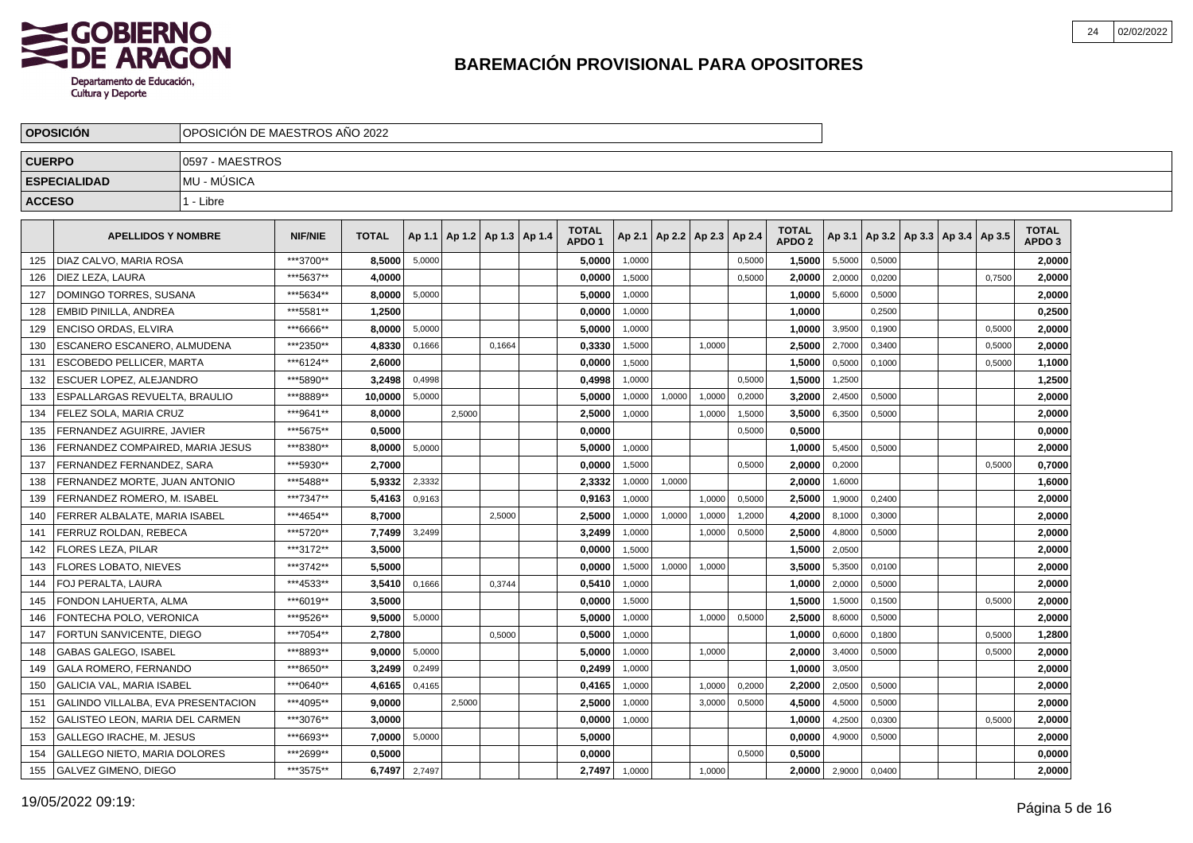# BAREMACIÓN PROVISIONAL PARA OPOSITORES

| OPOSICIÓN | OPOSICIÓN DE MAESTROS AÑO 2022 |
|---|---|
| CUERPO | 0597 - MAESTROS |
| ESPECIALIDAD | MU - MÚSICA |
| ACCESO | 1 - Libre |

| | APELLIDOS Y NOMBRE | NIF/NIE | TOTAL | Ap 1.1 | Ap 1.2 | Ap 1.3 | Ap 1.4 | TOTAL APDO 1 | Ap 2.1 | Ap 2.2 | Ap 2.3 | Ap 2.4 | TOTAL APDO 2 | Ap 3.1 | Ap 3.2 | Ap 3.3 | Ap 3.4 | Ap 3.5 | TOTAL APDO 3 |
|---|---|---|---|---|---|---|---|---|---|---|---|---|---|---|---|---|---|---|---|
| 125 | DIAZ CALVO, MARIA ROSA | \*\*\*3700\*\* | 8,5000 | 5,0000 | | | | 5,0000 | 1,0000 | | | 0,5000 | 1,5000 | 5,5000 | 0,5000 | | | | 2,0000 |
| 126 | DIEZ LEZA, LAURA | \*\*\*5637\*\* | 4,0000 | | | | | 0,0000 | 1,5000 | | | 0,5000 | 2,0000 | 2,0000 | 0,0200 | | | 0,7500 | 2,0000 |
| 127 | DOMINGO TORRES, SUSANA | \*\*\*5634\*\* | 8,0000 | 5,0000 | | | | 5,0000 | 1,0000 | | | | 1,0000 | 5,6000 | 0,5000 | | | | 2,0000 |
| 128 | EMBID PINILLA, ANDREA | \*\*\*5581\*\* | 1,2500 | | | | | 0,0000 | 1,0000 | | | | 1,0000 | | 0,2500 | | | | 0,2500 |
| 129 | ENCISO ORDAS, ELVIRA | \*\*\*6666\*\* | 8,0000 | 5,0000 | | | | 5,0000 | 1,0000 | | | | 1,0000 | 3,9500 | 0,1900 | | | 0,5000 | 2,0000 |
| 130 | ESCANERO ESCANERO, ALMUDENA | \*\*\*2350\*\* | 4,8330 | 0,1666 | | 0,1664 | | 0,3330 | 1,5000 | | 1,0000 | | 2,5000 | 2,7000 | 0,3400 | | | 0,5000 | 2,0000 |
| 131 | ESCOBEDO PELLICER, MARTA | \*\*\*6124\*\* | 2,6000 | | | | | 0,0000 | 1,5000 | | | | 1,5000 | 0,5000 | 0,1000 | | | 0,5000 | 1,1000 |
| 132 | ESCUER LOPEZ, ALEJANDRO | \*\*\*5890\*\* | 3,2498 | 0,4998 | | | | 0,4998 | 1,0000 | | | 0,5000 | 1,5000 | 1,2500 | | | | | 1,2500 |
| 133 | ESPALLARGAS REVUELTA, BRAULIO | \*\*\*8889\*\* | 10,0000 | 5,0000 | | | | 5,0000 | 1,0000 | 1,0000 | 1,0000 | 0,2000 | 3,2000 | 2,4500 | 0,5000 | | | | 2,0000 |
| 134 | FELEZ SOLA, MARIA CRUZ | \*\*\*9641\*\* | 8,0000 | | 2,5000 | | | 2,5000 | 1,0000 | | 1,0000 | 1,5000 | 3,5000 | 6,3500 | 0,5000 | | | | 2,0000 |
| 135 | FERNANDEZ AGUIRRE, JAVIER | \*\*\*5675\*\* | 0,5000 | | | | | 0,0000 | | | | 0,5000 | 0,5000 | | | | | | 0,0000 |
| 136 | FERNANDEZ COMPAIRED, MARIA JESUS | \*\*\*8380\*\* | 8,0000 | 5,0000 | | | | 5,0000 | 1,0000 | | | | 1,0000 | 5,4500 | 0,5000 | | | | 2,0000 |
| 137 | FERNANDEZ FERNANDEZ, SARA | \*\*\*5930\*\* | 2,7000 | | | | | 0,0000 | 1,5000 | | | 0,5000 | 2,0000 | 0,2000 | | | | 0,5000 | 0,7000 |
| 138 | FERNANDEZ MORTE, JUAN ANTONIO | \*\*\*5488\*\* | 5,9332 | 2,3332 | | | | 2,3332 | 1,0000 | 1,0000 | | | 2,0000 | 1,6000 | | | | | 1,6000 |
| 139 | FERNANDEZ ROMERO, M. ISABEL | \*\*\*7347\*\* | 5,4163 | 0,9163 | | | | 0,9163 | 1,0000 | | 1,0000 | 0,5000 | 2,5000 | 1,9000 | 0,2400 | | | | 2,0000 |
| 140 | FERRER ALBALATE, MARIA ISABEL | \*\*\*4654\*\* | 8,7000 | | | 2,5000 | | 2,5000 | 1,0000 | 1,0000 | 1,0000 | 1,2000 | 4,2000 | 8,1000 | 0,3000 | | | | 2,0000 |
| 141 | FERRUZ ROLDAN, REBECA | \*\*\*5720\*\* | 7,7499 | 3,2499 | | | | 3,2499 | 1,0000 | | 1,0000 | 0,5000 | 2,5000 | 4,8000 | 0,5000 | | | | 2,0000 |
| 142 | FLORES LEZA, PILAR | \*\*\*3172\*\* | 3,5000 | | | | | 0,0000 | 1,5000 | | | | 1,5000 | 2,0500 | | | | | 2,0000 |
| 143 | FLORES LOBATO, NIEVES | \*\*\*3742\*\* | 5,5000 | | | | | 0,0000 | 1,5000 | 1,0000 | 1,0000 | | 3,5000 | 5,3500 | 0,0100 | | | | 2,0000 |
| 144 | FOJ PERALTA, LAURA | \*\*\*4533\*\* | 3,5410 | 0,1666 | | 0,3744 | | 0,5410 | 1,0000 | | | | 1,0000 | 2,0000 | 0,5000 | | | | 2,0000 |
| 145 | FONDON LAHUERTA, ALMA | \*\*\*6019\*\* | 3,5000 | | | | | 0,0000 | 1,5000 | | | | 1,5000 | 1,5000 | 0,1500 | | | 0,5000 | 2,0000 |
| 146 | FONTECHA POLO, VERONICA | \*\*\*9526\*\* | 9,5000 | 5,0000 | | | | 5,0000 | 1,0000 | | 1,0000 | 0,5000 | 2,5000 | 8,6000 | 0,5000 | | | | 2,0000 |
| 147 | FORTUN SANVICENTE, DIEGO | \*\*\*7054\*\* | 2,7800 | | | 0,5000 | | 0,5000 | 1,0000 | | | | 1,0000 | 0,6000 | 0,1800 | | | 0,5000 | 1,2800 |
| 148 | GABAS GALEGO, ISABEL | \*\*\*8893\*\* | 9,0000 | 5,0000 | | | | 5,0000 | 1,0000 | | 1,0000 | | 2,0000 | 3,4000 | 0,5000 | | | 0,5000 | 2,0000 |
| 149 | GALA ROMERO, FERNANDO | \*\*\*8650\*\* | 3,2499 | 0,2499 | | | | 0,2499 | 1,0000 | | | | 1,0000 | 3,0500 | | | | | 2,0000 |
| 150 | GALICIA VAL, MARIA ISABEL | \*\*\*0640\*\* | 4,6165 | 0,4165 | | | | 0,4165 | 1,0000 | | 1,0000 | 0,2000 | 2,2000 | 2,0500 | 0,5000 | | | | 2,0000 |
| 151 | GALINDO VILLALBA, EVA PRESENTACION | \*\*\*4095\*\* | 9,0000 | | 2,5000 | | | 2,5000 | 1,0000 | | 3,0000 | 0,5000 | 4,5000 | 4,5000 | 0,5000 | | | | 2,0000 |
| 152 | GALISTEO LEON, MARIA DEL CARMEN | \*\*\*3076\*\* | 3,0000 | | | | | 0,0000 | 1,0000 | | | | 1,0000 | 4,2500 | 0,0300 | | | 0,5000 | 2,0000 |
| 153 | GALLEGO IRACHE, M. JESUS | \*\*\*6693\*\* | 7,0000 | 5,0000 | | | | 5,0000 | | | | | 0,0000 | 4,9000 | 0,5000 | | | | 2,0000 |
| 154 | GALLEGO NIETO, MARIA DOLORES | \*\*\*2699\*\* | 0,5000 | | | | | 0,0000 | | | | 0,5000 | 0,5000 | | | | | | 0,0000 |
| 155 | GALVEZ GIMENO, DIEGO | \*\*\*3575\*\* | 6,7497 | 2,7497 | | | | 2,7497 | 1,0000 | | 1,0000 | | 2,0000 | 2,9000 | 0,0400 | | | | 2,0000 |

19/05/2022 09:19: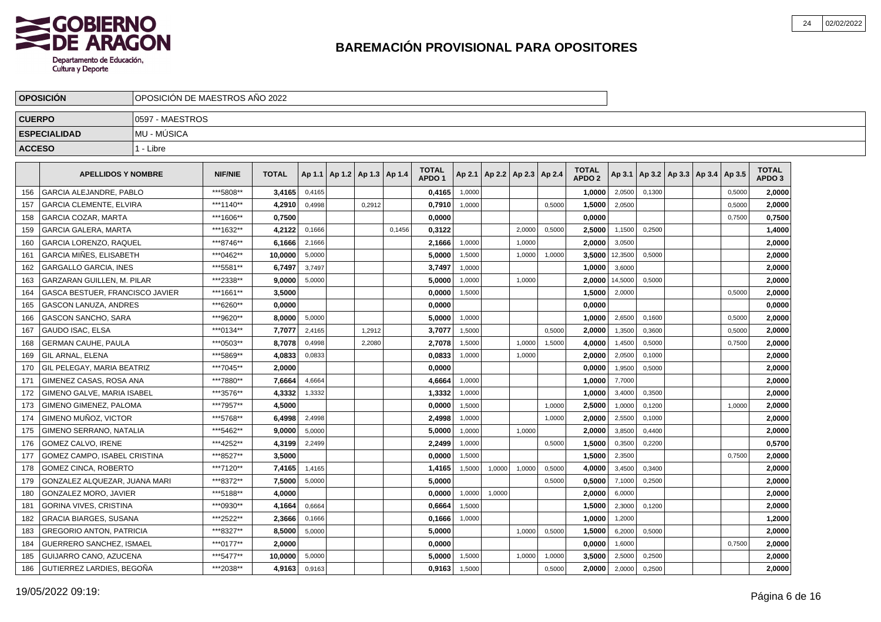# BAREMACIÓN PROVISIONAL PARA OPOSITORES

| OPOSICIÓN | OPOSICIÓN DE MAESTROS AÑO 2022 |
|---|---|
| CUERPO | 0597 - MAESTROS |
| ESPECIALIDAD | MU - MÚSICA |
| ACCESO | 1 - Libre |

| | APELLIDOS Y NOMBRE | NIF/NIE | TOTAL | Ap 1.1 | Ap 1.2 | Ap 1.3 | Ap 1.4 | TOTAL APDO 1 | Ap 2.1 | Ap 2.2 | Ap 2.3 | Ap 2.4 | TOTAL APDO 2 | Ap 3.1 | Ap 3.2 | Ap 3.3 | Ap 3.4 | Ap 3.5 | TOTAL APDO 3 |
|---|---|---|---|---|---|---|---|---|---|---|---|---|---|---|---|---|---|---|---|
| 156 | GARCIA ALEJANDRE, PABLO | ***5808** | 3,4165 | 0,4165 | | | | 0,4165 | 1,0000 | | | | 1,0000 | 2,0500 | 0,1300 | | | 0,5000 | 2,0000 |
| 157 | GARCIA CLEMENTE, ELVIRA | ***1140** | 4,2910 | 0,4998 | | 0,2912 | | 0,7910 | 1,0000 | | | 0,5000 | 1,5000 | 2,0500 | | | | 0,5000 | 2,0000 |
| 158 | GARCIA COZAR, MARTA | ***1606** | 0,7500 | | | | | 0,0000 | | | | | 0,0000 | | | | | 0,7500 | 0,7500 |
| 159 | GARCIA GALERA, MARTA | ***1632** | 4,2122 | 0,1666 | | | 0,1456 | 0,3122 | | | 2,0000 | 0,5000 | 2,5000 | 1,1500 | 0,2500 | | | | 1,4000 |
| 160 | GARCIA LORENZO, RAQUEL | ***8746** | 6,1666 | 2,1666 | | | | 2,1666 | 1,0000 | | 1,0000 | | 2,0000 | 3,0500 | | | | | 2,0000 |
| 161 | GARCIA MIÑES, ELISABETH | ***0462** | 10,0000 | 5,0000 | | | | 5,0000 | 1,5000 | | 1,0000 | 1,0000 | 3,5000 | 12,3500 | 0,5000 | | | | 2,0000 |
| 162 | GARGALLO GARCIA, INES | ***5581** | 6,7497 | 3,7497 | | | | 3,7497 | 1,0000 | | | | 1,0000 | 3,6000 | | | | | 2,0000 |
| 163 | GARZARAN GUILLEN, M. PILAR | ***2338** | 9,0000 | 5,0000 | | | | 5,0000 | 1,0000 | | 1,0000 | | 2,0000 | 14,5000 | 0,5000 | | | | 2,0000 |
| 164 | GASCA BESTUER, FRANCISCO JAVIER | ***1661** | 3,5000 | | | | | 0,0000 | 1,5000 | | | | 1,5000 | 2,0000 | | | | 0,5000 | 2,0000 |
| 165 | GASCON LANUZA, ANDRES | ***6260** | 0,0000 | | | | | 0,0000 | | | | | 0,0000 | | | | | | 0,0000 |
| 166 | GASCON SANCHO, SARA | ***9620** | 8,0000 | 5,0000 | | | | 5,0000 | 1,0000 | | | | 1,0000 | 2,6500 | 0,1600 | | | 0,5000 | 2,0000 |
| 167 | GAUDO ISAC, ELSA | ***0134** | 7,7077 | 2,4165 | | 1,2912 | | 3,7077 | 1,5000 | | | 0,5000 | 2,0000 | 1,3500 | 0,3600 | | | 0,5000 | 2,0000 |
| 168 | GERMAN CAUHE, PAULA | ***0503** | 8,7078 | 0,4998 | | 2,2080 | | 2,7078 | 1,5000 | | 1,0000 | 1,5000 | 4,0000 | 1,4500 | 0,5000 | | | 0,7500 | 2,0000 |
| 169 | GIL ARNAL, ELENA | ***5869** | 4,0833 | 0,0833 | | | | 0,0833 | 1,0000 | | 1,0000 | | 2,0000 | 2,0500 | 0,1000 | | | | 2,0000 |
| 170 | GIL PELEGAY, MARIA BEATRIZ | ***7045** | 2,0000 | | | | | 0,0000 | | | | | 0,0000 | 1,9500 | 0,5000 | | | | 2,0000 |
| 171 | GIMENEZ CASAS, ROSA ANA | ***7880** | 7,6664 | 4,6664 | | | | 4,6664 | 1,0000 | | | | 1,0000 | 7,7000 | | | | | 2,0000 |
| 172 | GIMENO GALVE, MARIA ISABEL | ***3576** | 4,3332 | 1,3332 | | | | 1,3332 | 1,0000 | | | | 1,0000 | 3,4000 | 0,3500 | | | | 2,0000 |
| 173 | GIMENO GIMENEZ, PALOMA | ***7957** | 4,5000 | | | | | 0,0000 | 1,5000 | | | 1,0000 | 2,5000 | 1,0000 | 0,1200 | | | 1,0000 | 2,0000 |
| 174 | GIMENO MUÑOZ, VICTOR | ***5768** | 6,4998 | 2,4998 | | | | 2,4998 | 1,0000 | | | 1,0000 | 2,0000 | 2,5500 | 0,1000 | | | | 2,0000 |
| 175 | GIMENO SERRANO, NATALIA | ***5462** | 9,0000 | 5,0000 | | | | 5,0000 | 1,0000 | | 1,0000 | | 2,0000 | 3,8500 | 0,4400 | | | | 2,0000 |
| 176 | GOMEZ CALVO, IRENE | ***4252** | 4,3199 | 2,2499 | | | | 2,2499 | 1,0000 | | | 0,5000 | 1,5000 | 0,3500 | 0,2200 | | | | 0,5700 |
| 177 | GOMEZ CAMPO, ISABEL CRISTINA | ***8527** | 3,5000 | | | | | 0,0000 | 1,5000 | | | | 1,5000 | 2,3500 | | | | 0,7500 | 2,0000 |
| 178 | GOMEZ CINCA, ROBERTO | ***7120** | 7,4165 | 1,4165 | | | | 1,4165 | 1,5000 | 1,0000 | 1,0000 | 0,5000 | 4,0000 | 3,4500 | 0,3400 | | | | 2,0000 |
| 179 | GONZALEZ ALQUEZAR, JUANA MARI | ***8372** | 7,5000 | 5,0000 | | | | 5,0000 | | | | 0,5000 | 0,5000 | 7,1000 | 0,2500 | | | | 2,0000 |
| 180 | GONZALEZ MORO, JAVIER | ***5188** | 4,0000 | | | | | 0,0000 | 1,0000 | 1,0000 | | | 2,0000 | 6,0000 | | | | | 2,0000 |
| 181 | GORINA VIVES, CRISTINA | ***0930** | 4,1664 | 0,6664 | | | | 0,6664 | 1,5000 | | | | 1,5000 | 2,3000 | 0,1200 | | | | 2,0000 |
| 182 | GRACIA BIARGES, SUSANA | ***2522** | 2,3666 | 0,1666 | | | | 0,1666 | 1,0000 | | | | 1,0000 | 1,2000 | | | | | 1,2000 |
| 183 | GREGORIO ANTON, PATRICIA | ***8327** | 8,5000 | 5,0000 | | | | 5,0000 | | | 1,0000 | 0,5000 | 1,5000 | 6,2000 | 0,5000 | | | | 2,0000 |
| 184 | GUERRERO SANCHEZ, ISMAEL | ***0177** | 2,0000 | | | | | 0,0000 | | | | | 0,0000 | 1,6000 | | | | 0,7500 | 2,0000 |
| 185 | GUIJARRO CANO, AZUCENA | ***5477** | 10,0000 | 5,0000 | | | | 5,0000 | 1,5000 | | 1,0000 | 1,0000 | 3,5000 | 2,5000 | 0,2500 | | | | 2,0000 |
| 186 | GUTIERREZ LARDIES, BEGOÑA | ***2038** | 4,9163 | 0,9163 | | | | 0,9163 | 1,5000 | | | 0,5000 | 2,0000 | 2,0000 | 0,2500 | | | | 2,0000 |

19/05/2022 09:19: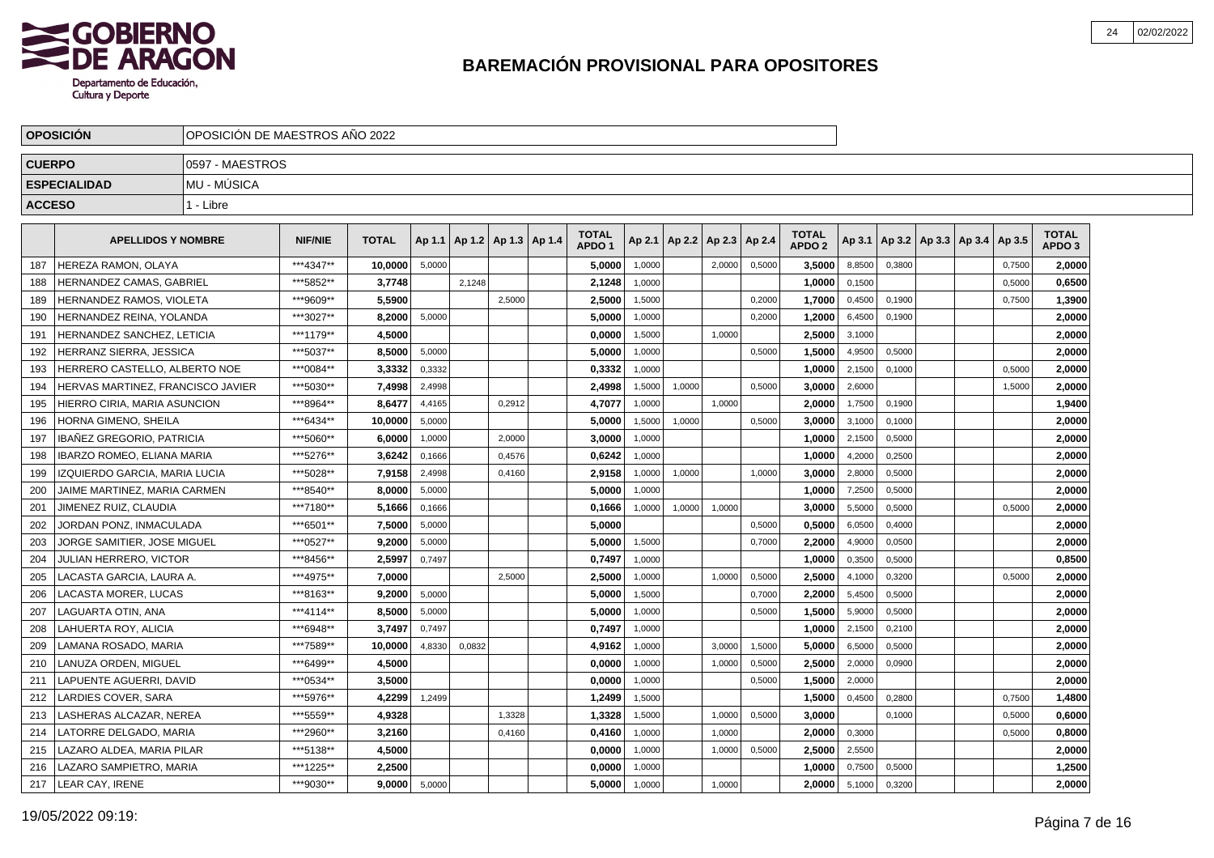## BAREMACIÓN PROVISIONAL PARA OPOSITORES

| OPOSICIÓN | OPOSICIÓN DE MAESTROS AÑO 2022 |
|---|---|
| CUERPO | 0597 - MAESTROS |
| ESPECIALIDAD | MU - MÚSICA |
| ACCESO | 1 - Libre |

| | APELLIDOS Y NOMBRE | NIF/NIE | TOTAL | Ap 1.1 | Ap 1.2 | Ap 1.3 | Ap 1.4 | TOTAL APDO 1 | Ap 2.1 | Ap 2.2 | Ap 2.3 | Ap 2.4 | TOTAL APDO 2 | Ap 3.1 | Ap 3.2 | Ap 3.3 | Ap 3.4 | Ap 3.5 | TOTAL APDO 3 |
|---|---|---|---|---|---|---|---|---|---|---|---|---|---|---|---|---|---|---|---|
| 187 | HEREZA RAMON, OLAYA | ***4347** | 10,0000 | 5,0000 | | | | 5,0000 | 1,0000 | | 2,0000 | 0,5000 | 3,5000 | 8,8500 | 0,3800 | | | 0,7500 | 2,0000 |
| 188 | HERNANDEZ CAMAS, GABRIEL | ***5852** | 3,7748 | | 2,1248 | | | 2,1248 | 1,0000 | | | | 1,0000 | 0,1500 | | | | 0,5000 | 0,6500 |
| 189 | HERNANDEZ RAMOS, VIOLETA | ***9609** | 5,5900 | | | 2,5000 | | 2,5000 | 1,5000 | | | 0,2000 | 1,7000 | 0,4500 | 0,1900 | | | 0,7500 | 1,3900 |
| 190 | HERNANDEZ REINA, YOLANDA | ***3027** | 8,2000 | 5,0000 | | | | 5,0000 | 1,0000 | | | 0,2000 | 1,2000 | 6,4500 | 0,1900 | | | | 2,0000 |
| 191 | HERNANDEZ SANCHEZ, LETICIA | ***1179** | 4,5000 | | | | | 0,0000 | 1,5000 | | 1,0000 | | 2,5000 | 3,1000 | | | | | 2,0000 |
| 192 | HERRANZ SIERRA, JESSICA | ***5037** | 8,5000 | 5,0000 | | | | 5,0000 | 1,0000 | | | 0,5000 | 1,5000 | 4,9500 | 0,5000 | | | | 2,0000 |
| 193 | HERRERO CASTELLO, ALBERTO NOE | ***0084** | 3,3332 | 0,3332 | | | | 0,3332 | 1,0000 | | | | 1,0000 | 2,1500 | 0,1000 | | | 0,5000 | 2,0000 |
| 194 | HERVAS MARTINEZ, FRANCISCO JAVIER | ***5030** | 7,4998 | 2,4998 | | | | 2,4998 | 1,5000 | 1,0000 | | 0,5000 | 3,0000 | 2,6000 | | | | 1,5000 | 2,0000 |
| 195 | HIERRO CIRIA, MARIA ASUNCION | ***8964** | 8,6477 | 4,4165 | | 0,2912 | | 4,7077 | 1,0000 | | 1,0000 | | 2,0000 | 1,7500 | 0,1900 | | | | 1,9400 |
| 196 | HORNA GIMENO, SHEILA | ***6434** | 10,0000 | 5,0000 | | | | 5,0000 | 1,5000 | 1,0000 | | 0,5000 | 3,0000 | 3,1000 | 0,1000 | | | | 2,0000 |
| 197 | IBAÑEZ GREGORIO, PATRICIA | ***5060** | 6,0000 | 1,0000 | | 2,0000 | | 3,0000 | 1,0000 | | | | 1,0000 | 2,1500 | 0,5000 | | | | 2,0000 |
| 198 | IBARZO ROMEO, ELIANA MARIA | ***5276** | 3,6242 | 0,1666 | | 0,4576 | | 0,6242 | 1,0000 | | | | 1,0000 | 4,2000 | 0,2500 | | | | 2,0000 |
| 199 | IZQUIERDO GARCIA, MARIA LUCIA | ***5028** | 7,9158 | 2,4998 | | 0,4160 | | 2,9158 | 1,0000 | 1,0000 | | 1,0000 | 3,0000 | 2,8000 | 0,5000 | | | | 2,0000 |
| 200 | JAIME MARTINEZ, MARIA CARMEN | ***8540** | 8,0000 | 5,0000 | | | | 5,0000 | 1,0000 | | | | 1,0000 | 7,2500 | 0,5000 | | | | 2,0000 |
| 201 | JIMENEZ RUIZ, CLAUDIA | ***7180** | 5,1666 | 0,1666 | | | | 0,1666 | 1,0000 | 1,0000 | 1,0000 | | 3,0000 | 5,5000 | 0,5000 | | | 0,5000 | 2,0000 |
| 202 | JORDAN PONZ, INMACULADA | ***6501** | 7,5000 | 5,0000 | | | | 5,0000 | | | | 0,5000 | 0,5000 | 6,0500 | 0,4000 | | | | 2,0000 |
| 203 | JORGE SAMITIER, JOSE MIGUEL | ***0527** | 9,2000 | 5,0000 | | | | 5,0000 | 1,5000 | | | 0,7000 | 2,2000 | 4,9000 | 0,0500 | | | | 2,0000 |
| 204 | JULIAN HERRERO, VICTOR | ***8456** | 2,5997 | 0,7497 | | | | 0,7497 | 1,0000 | | | | 1,0000 | 0,3500 | 0,5000 | | | | 0,8500 |
| 205 | LACASTA GARCIA, LAURA A. | ***4975** | 7,0000 | | | 2,5000 | | 2,5000 | 1,0000 | | 1,0000 | 0,5000 | 2,5000 | 4,1000 | 0,3200 | | | 0,5000 | 2,0000 |
| 206 | LACASTA MORER, LUCAS | ***8163** | 9,2000 | 5,0000 | | | | 5,0000 | 1,5000 | | | 0,7000 | 2,2000 | 5,4500 | 0,5000 | | | | 2,0000 |
| 207 | LAGUARTA OTIN, ANA | ***4114** | 8,5000 | 5,0000 | | | | 5,0000 | 1,0000 | | | 0,5000 | 1,5000 | 5,9000 | 0,5000 | | | | 2,0000 |
| 208 | LAHUERTA ROY, ALICIA | ***6948** | 3,7497 | 0,7497 | | | | 0,7497 | 1,0000 | | | | 1,0000 | 2,1500 | 0,2100 | | | | 2,0000 |
| 209 | LAMANA ROSADO, MARIA | ***7589** | 10,0000 | 4,8330 | 0,0832 | | | 4,9162 | 1,0000 | | 3,0000 | 1,5000 | 5,0000 | 6,5000 | 0,5000 | | | | 2,0000 |
| 210 | LANUZA ORDEN, MIGUEL | ***6499** | 4,5000 | | | | | 0,0000 | 1,0000 | | 1,0000 | 0,5000 | 2,5000 | 2,0000 | 0,0900 | | | | 2,0000 |
| 211 | LAPUENTE AGUERRI, DAVID | ***0534** | 3,5000 | | | | | 0,0000 | 1,0000 | | | 0,5000 | 1,5000 | 2,0000 | | | | | 2,0000 |
| 212 | LARDIES COVER, SARA | ***5976** | 4,2299 | 1,2499 | | | | 1,2499 | 1,5000 | | | | 1,5000 | 0,4500 | 0,2800 | | | 0,7500 | 1,4800 |
| 213 | LASHERAS ALCAZAR, NEREA | ***5559** | 4,9328 | | | 1,3328 | | 1,3328 | 1,5000 | | 1,0000 | 0,5000 | 3,0000 | | 0,1000 | | | 0,5000 | 0,6000 |
| 214 | LATORRE DELGADO, MARIA | ***2960** | 3,2160 | | | 0,4160 | | 0,4160 | 1,0000 | | 1,0000 | | 2,0000 | 0,3000 | | | | 0,5000 | 0,8000 |
| 215 | LAZARO ALDEA, MARIA PILAR | ***5138** | 4,5000 | | | | | 0,0000 | 1,0000 | | 1,0000 | 0,5000 | 2,5000 | 2,5500 | | | | | 2,0000 |
| 216 | LAZARO SAMPIETRO, MARIA | ***1225** | 2,2500 | | | | | 0,0000 | 1,0000 | | | | 1,0000 | 0,7500 | 0,5000 | | | | 1,2500 |
| 217 | LEAR CAY, IRENE | ***9030** | 9,0000 | 5,0000 | | | | 5,0000 | 1,0000 | | 1,0000 | | 2,0000 | 5,1000 | 0,3200 | | | | 2,0000 |

19/05/2022 09:19: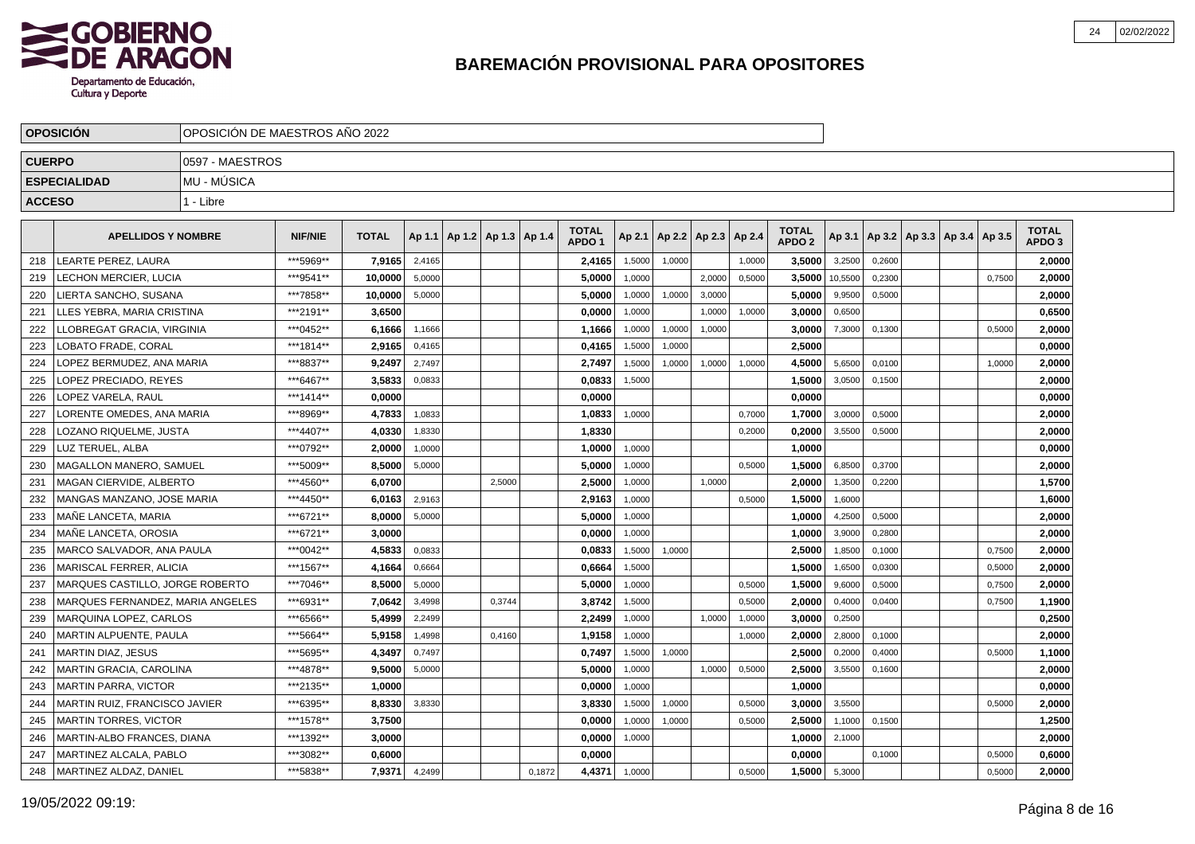# BAREMACIÓN PROVISIONAL PARA OPOSITORES

| | |
|---|---|
| **OPOSICIÓN** | OPOSICIÓN DE MAESTROS AÑO 2022 |
| **CUERPO** | 0597 - MAESTROS |
| **ESPECIALIDAD** | MU - MÚSICA |
| **ACCESO** | 1 - Libre |

| | APELLIDOS Y NOMBRE | NIF/NIE | TOTAL | Ap 1.1 | Ap 1.2 | Ap 1.3 | Ap 1.4 | TOTAL APDO 1 | Ap 2.1 | Ap 2.2 | Ap 2.3 | Ap 2.4 | TOTAL APDO 2 | Ap 3.1 | Ap 3.2 | Ap 3.3 | Ap 3.4 | Ap 3.5 | TOTAL APDO 3 |
|---|---|---|---|---|---|---|---|---|---|---|---|---|---|---|---|---|---|---|---|
| 218 | LEARTE PEREZ, LAURA | ***5969** | **7,9165** | 2,4165 | | | | **2,4165** | 1,5000 | 1,0000 | | 1,0000 | **3,5000** | 3,2500 | 0,2600 | | | | **2,0000** |
| 219 | LECHON MERCIER, LUCIA | ***9541** | **10,0000** | 5,0000 | | | | **5,0000** | 1,0000 | | 2,0000 | 0,5000 | **3,5000** | 10,5500 | 0,2300 | | | 0,7500 | **2,0000** |
| 220 | LIERTA SANCHO, SUSANA | ***7858** | **10,0000** | 5,0000 | | | | **5,0000** | 1,0000 | 1,0000 | 3,0000 | | **5,0000** | 9,9500 | 0,5000 | | | | **2,0000** |
| 221 | LLES YEBRA, MARIA CRISTINA | ***2191** | **3,6500** | | | | | **0,0000** | 1,0000 | | 1,0000 | 1,0000 | **3,0000** | 0,6500 | | | | | **0,6500** |
| 222 | LLOBREGAT GRACIA, VIRGINIA | ***0452** | **6,1666** | 1,1666 | | | | **1,1666** | 1,0000 | 1,0000 | 1,0000 | | **3,0000** | 7,3000 | 0,1300 | | | 0,5000 | **2,0000** |
| 223 | LOBATO FRADE, CORAL | ***1814** | **2,9165** | 0,4165 | | | | **0,4165** | 1,5000 | 1,0000 | | | **2,5000** | | | | | | **0,0000** |
| 224 | LOPEZ BERMUDEZ, ANA MARIA | ***8837** | **9,2497** | 2,7497 | | | | **2,7497** | 1,5000 | 1,0000 | 1,0000 | 1,0000 | **4,5000** | 5,6500 | 0,0100 | | | 1,0000 | **2,0000** |
| 225 | LOPEZ PRECIADO, REYES | ***6467** | **3,5833** | 0,0833 | | | | **0,0833** | 1,5000 | | | | **1,5000** | 3,0500 | 0,1500 | | | | **2,0000** |
| 226 | LOPEZ VARELA, RAUL | ***1414** | **0,0000** | | | | | **0,0000** | | | | | **0,0000** | | | | | | **0,0000** |
| 227 | LORENTE OMEDES, ANA MARIA | ***8969** | **4,7833** | 1,0833 | | | | **1,0833** | 1,0000 | | | 0,7000 | **1,7000** | 3,0000 | 0,5000 | | | | **2,0000** |
| 228 | LOZANO RIQUELME, JUSTA | ***4407** | **4,0330** | 1,8330 | | | | **1,8330** | | | | 0,2000 | **0,2000** | 3,5500 | 0,5000 | | | | **2,0000** |
| 229 | LUZ TERUEL, ALBA | ***0792** | **2,0000** | 1,0000 | | | | **1,0000** | 1,0000 | | | | **1,0000** | | | | | | **0,0000** |
| 230 | MAGALLON MANERO, SAMUEL | ***5009** | **8,5000** | 5,0000 | | | | **5,0000** | 1,0000 | | | 0,5000 | **1,5000** | 6,8500 | 0,3700 | | | | **2,0000** |
| 231 | MAGAN CIERVIDE, ALBERTO | ***4560** | **6,0700** | | | 2,5000 | | **2,5000** | 1,0000 | | 1,0000 | | **2,0000** | 1,3500 | 0,2200 | | | | **1,5700** |
| 232 | MANGAS MANZANO, JOSE MARIA | ***4450** | **6,0163** | 2,9163 | | | | **2,9163** | 1,0000 | | | 0,5000 | **1,5000** | 1,6000 | | | | | **1,6000** |
| 233 | MAÑE LANCETA, MARIA | ***6721** | **8,0000** | 5,0000 | | | | **5,0000** | 1,0000 | | | | **1,0000** | 4,2500 | 0,5000 | | | | **2,0000** |
| 234 | MAÑE LANCETA, OROSIA | ***6721** | **3,0000** | | | | | **0,0000** | 1,0000 | | | | **1,0000** | 3,9000 | 0,2800 | | | | **2,0000** |
| 235 | MARCO SALVADOR, ANA PAULA | ***0042** | **4,5833** | 0,0833 | | | | **0,0833** | 1,5000 | 1,0000 | | | **2,5000** | 1,8500 | 0,1000 | | | 0,7500 | **2,0000** |
| 236 | MARISCAL FERRER, ALICIA | ***1567** | **4,1664** | 0,6664 | | | | **0,6664** | 1,5000 | | | | **1,5000** | 1,6500 | 0,0300 | | | 0,5000 | **2,0000** |
| 237 | MARQUES CASTILLO, JORGE ROBERTO | ***7046** | **8,5000** | 5,0000 | | | | **5,0000** | 1,0000 | | | 0,5000 | **1,5000** | 9,6000 | 0,5000 | | | 0,7500 | **2,0000** |
| 238 | MARQUES FERNANDEZ, MARIA ANGELES | ***6931** | **7,0642** | 3,4998 | | 0,3744 | | **3,8742** | 1,5000 | | | 0,5000 | **2,0000** | 0,4000 | 0,0400 | | | 0,7500 | **1,1900** |
| 239 | MARQUINA LOPEZ, CARLOS | ***6566** | **5,4999** | 2,2499 | | | | **2,2499** | 1,0000 | | 1,0000 | 1,0000 | **3,0000** | 0,2500 | | | | | **0,2500** |
| 240 | MARTIN ALPUENTE, PAULA | ***5664** | **5,9158** | 1,4998 | | 0,4160 | | **1,9158** | 1,0000 | | | 1,0000 | **2,0000** | 2,8000 | 0,1000 | | | | **2,0000** |
| 241 | MARTIN DIAZ, JESUS | ***5695** | **4,3497** | 0,7497 | | | | **0,7497** | 1,5000 | 1,0000 | | | **2,5000** | 0,2000 | 0,4000 | | | 0,5000 | **1,1000** |
| 242 | MARTIN GRACIA, CAROLINA | ***4878** | **9,5000** | 5,0000 | | | | **5,0000** | 1,0000 | | 1,0000 | 0,5000 | **2,5000** | 3,5500 | 0,1600 | | | | **2,0000** |
| 243 | MARTIN PARRA, VICTOR | ***2135** | **1,0000** | | | | | **0,0000** | 1,0000 | | | | **1,0000** | | | | | | **0,0000** |
| 244 | MARTIN RUIZ, FRANCISCO JAVIER | ***6395** | **8,8330** | 3,8330 | | | | **3,8330** | 1,5000 | 1,0000 | | 0,5000 | **3,0000** | 3,5500 | | | | 0,5000 | **2,0000** |
| 245 | MARTIN TORRES, VICTOR | ***1578** | **3,7500** | | | | | **0,0000** | 1,0000 | 1,0000 | | 0,5000 | **2,5000** | 1,1000 | 0,1500 | | | | **1,2500** |
| 246 | MARTIN-ALBO FRANCES, DIANA | ***1392** | **3,0000** | | | | | **0,0000** | 1,0000 | | | | **1,0000** | 2,1000 | | | | | **2,0000** |
| 247 | MARTINEZ ALCALA, PABLO | ***3082** | **0,6000** | | | | | **0,0000** | | | | | **0,0000** | | 0,1000 | | | 0,5000 | **0,6000** |
| 248 | MARTINEZ ALDAZ, DANIEL | ***5838** | **7,9371** | 4,2499 | | | 0,1872 | **4,4371** | 1,0000 | | | 0,5000 | **1,5000** | 5,3000 | | | | 0,5000 | **2,0000** |

19/05/2022 09:19: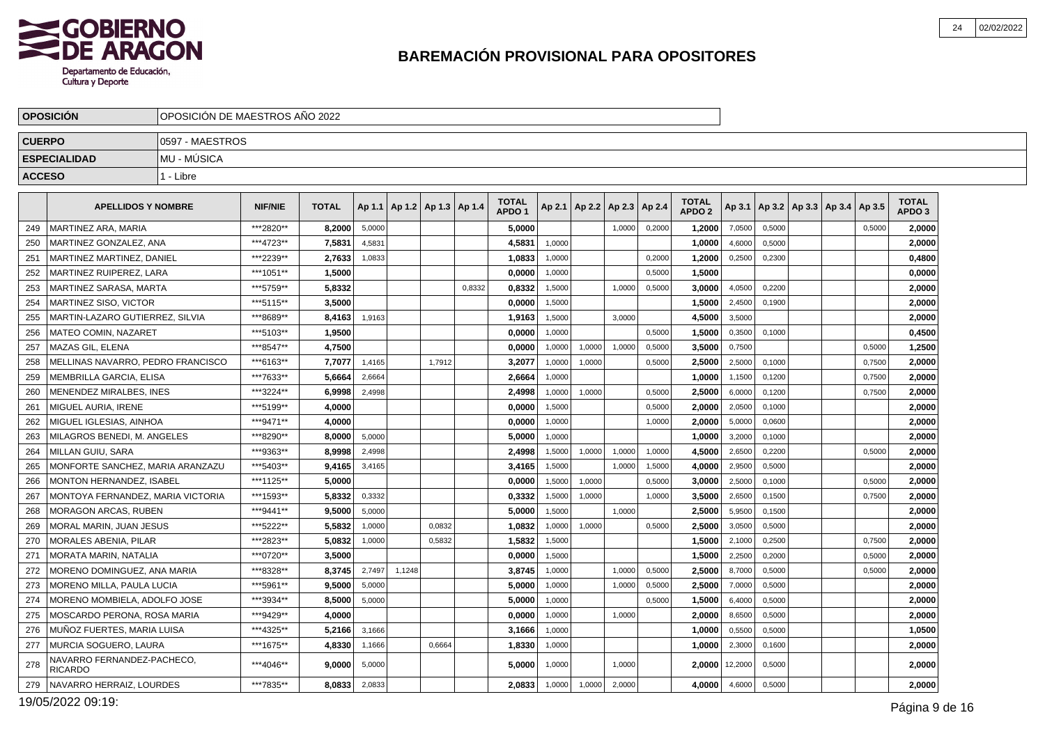# BAREMACIÓN PROVISIONAL PARA OPOSITORES

| | |
|---|---|
| **OPOSICIÓN** | OPOSICIÓN DE MAESTROS AÑO 2022 |
| **CUERPO** | 0597 - MAESTROS |
| **ESPECIALIDAD** | MU - MÚSICA |
| **ACCESO** | 1 - Libre |

| | APELLIDOS Y NOMBRE | NIF/NIE | TOTAL | Ap 1.1 | Ap 1.2 | Ap 1.3 | Ap 1.4 | TOTAL APDO 1 | Ap 2.1 | Ap 2.2 | Ap 2.3 | Ap 2.4 | TOTAL APDO 2 | Ap 3.1 | Ap 3.2 | Ap 3.3 | Ap 3.4 | Ap 3.5 | TOTAL APDO 3 |
|---|---|---|---|---|---|---|---|---|---|---|---|---|---|---|---|---|---|---|---|
| 249 | MARTINEZ ARA, MARIA | ***2820** | 8,2000 | 5,0000 | | | | 5,0000 | | | 1,0000 | 0,2000 | 1,2000 | 7,0500 | 0,5000 | | | 0,5000 | 2,0000 |
| 250 | MARTINEZ GONZALEZ, ANA | ***4723** | 7,5831 | 4,5831 | | | | 4,5831 | 1,0000 | | | | 1,0000 | 4,6000 | 0,5000 | | | | 2,0000 |
| 251 | MARTINEZ MARTINEZ, DANIEL | ***2239** | 2,7633 | 1,0833 | | | | 1,0833 | 1,0000 | | | 0,2000 | 1,2000 | 0,2500 | 0,2300 | | | | 0,4800 |
| 252 | MARTINEZ RUIPEREZ, LARA | ***1051** | 1,5000 | | | | | 0,0000 | 1,0000 | | | 0,5000 | 1,5000 | | | | | | 0,0000 |
| 253 | MARTINEZ SARASA, MARTA | ***5759** | 5,8332 | | | | 0,8332 | 0,8332 | 1,5000 | | 1,0000 | 0,5000 | 3,0000 | 4,0500 | 0,2200 | | | | 2,0000 |
| 254 | MARTINEZ SISO, VICTOR | ***5115** | 3,5000 | | | | | 0,0000 | 1,5000 | | | | 1,5000 | 2,4500 | 0,1900 | | | | 2,0000 |
| 255 | MARTIN-LAZARO GUTIERREZ, SILVIA | ***8689** | 8,4163 | 1,9163 | | | | 1,9163 | 1,5000 | | 3,0000 | | 4,5000 | 3,5000 | | | | | 2,0000 |
| 256 | MATEO COMIN, NAZARET | ***5103** | 1,9500 | | | | | 0,0000 | 1,0000 | | | 0,5000 | 1,5000 | 0,3500 | 0,1000 | | | | 0,4500 |
| 257 | MAZAS GIL, ELENA | ***8547** | 4,7500 | | | | | 0,0000 | 1,0000 | 1,0000 | 1,0000 | 0,5000 | 3,5000 | 0,7500 | | | | 0,5000 | 1,2500 |
| 258 | MELLINAS NAVARRO, PEDRO FRANCISCO | ***6163** | 7,7077 | 1,4165 | | 1,7912 | | 3,2077 | 1,0000 | 1,0000 | | 0,5000 | 2,5000 | 2,5000 | 0,1000 | | | 0,7500 | 2,0000 |
| 259 | MEMBRILLA GARCIA, ELISA | ***7633** | 5,6664 | 2,6664 | | | | 2,6664 | 1,0000 | | | | 1,0000 | 1,1500 | 0,1200 | | | 0,7500 | 2,0000 |
| 260 | MENENDEZ MIRALBES, INES | ***3224** | 6,9998 | 2,4998 | | | | 2,4998 | 1,0000 | 1,0000 | | 0,5000 | 2,5000 | 6,0000 | 0,1200 | | | 0,7500 | 2,0000 |
| 261 | MIGUEL AURIA, IRENE | ***5199** | 4,0000 | | | | | 0,0000 | 1,5000 | | | 0,5000 | 2,0000 | 2,0500 | 0,1000 | | | | 2,0000 |
| 262 | MIGUEL IGLESIAS, AINHOA | ***9471** | 4,0000 | | | | | 0,0000 | 1,0000 | | | 1,0000 | 2,0000 | 5,0000 | 0,0600 | | | | 2,0000 |
| 263 | MILAGROS BENEDI, M. ANGELES | ***8290** | 8,0000 | 5,0000 | | | | 5,0000 | 1,0000 | | | | 1,0000 | 3,2000 | 0,1000 | | | | 2,0000 |
| 264 | MILLAN GUIU, SARA | ***9363** | 8,9998 | 2,4998 | | | | 2,4998 | 1,5000 | 1,0000 | 1,0000 | 1,0000 | 4,5000 | 2,6500 | 0,2200 | | | 0,5000 | 2,0000 |
| 265 | MONFORTE SANCHEZ, MARIA ARANZAZU | ***5403** | 9,4165 | 3,4165 | | | | 3,4165 | 1,5000 | | 1,0000 | 1,5000 | 4,0000 | 2,9500 | 0,5000 | | | | 2,0000 |
| 266 | MONTON HERNANDEZ, ISABEL | ***1125** | 5,0000 | | | | | 0,0000 | 1,5000 | 1,0000 | | 0,5000 | 3,0000 | 2,5000 | 0,1000 | | | 0,5000 | 2,0000 |
| 267 | MONTOYA FERNANDEZ, MARIA VICTORIA | ***1593** | 5,8332 | 0,3332 | | | | 0,3332 | 1,5000 | 1,0000 | | 1,0000 | 3,5000 | 2,6500 | 0,1500 | | | 0,7500 | 2,0000 |
| 268 | MORAGON ARCAS, RUBEN | ***9441** | 9,5000 | 5,0000 | | | | 5,0000 | 1,5000 | | 1,0000 | | 2,5000 | 5,9500 | 0,1500 | | | | 2,0000 |
| 269 | MORAL MARIN, JUAN JESUS | ***5222** | 5,5832 | 1,0000 | | 0,0832 | | 1,0832 | 1,0000 | 1,0000 | | 0,5000 | 2,5000 | 3,0500 | 0,5000 | | | | 2,0000 |
| 270 | MORALES ABENIA, PILAR | ***2823** | 5,0832 | 1,0000 | | 0,5832 | | 1,5832 | 1,5000 | | | | 1,5000 | 2,1000 | 0,2500 | | | 0,7500 | 2,0000 |
| 271 | MORATA MARIN, NATALIA | ***0720** | 3,5000 | | | | | 0,0000 | 1,5000 | | | | 1,5000 | 2,2500 | 0,2000 | | | 0,5000 | 2,0000 |
| 272 | MORENO DOMINGUEZ, ANA MARIA | ***8328** | 8,3745 | 2,7497 | 1,1248 | | | 3,8745 | 1,0000 | | 1,0000 | 0,5000 | 2,5000 | 8,7000 | 0,5000 | | | 0,5000 | 2,0000 |
| 273 | MORENO MILLA, PAULA LUCIA | ***5961** | 9,5000 | 5,0000 | | | | 5,0000 | 1,0000 | | 1,0000 | 0,5000 | 2,5000 | 7,0000 | 0,5000 | | | | 2,0000 |
| 274 | MORENO MOMBIELA, ADOLFO JOSE | ***3934** | 8,5000 | 5,0000 | | | | 5,0000 | 1,0000 | | | 0,5000 | 1,5000 | 6,4000 | 0,5000 | | | | 2,0000 |
| 275 | MOSCARDO PERONA, ROSA MARIA | ***9429** | 4,0000 | | | | | 0,0000 | 1,0000 | | 1,0000 | | 2,0000 | 8,6500 | 0,5000 | | | | 2,0000 |
| 276 | MUÑOZ FUERTES, MARIA LUISA | ***4325** | 5,2166 | 3,1666 | | | | 3,1666 | 1,0000 | | | | 1,0000 | 0,5500 | 0,5000 | | | | 1,0500 |
| 277 | MURCIA SOGUERO, LAURA | ***1675** | 4,8330 | 1,1666 | | 0,6664 | | 1,8330 | 1,0000 | | | | 1,0000 | 2,3000 | 0,1600 | | | | 2,0000 |
| 278 | NAVARRO FERNANDEZ-PACHECO, RICARDO | ***4046** | 9,0000 | 5,0000 | | | | 5,0000 | 1,0000 | | 1,0000 | | 2,0000 | 12,2000 | 0,5000 | | | | 2,0000 |
| 279 | NAVARRO HERRAIZ, LOURDES | ***7835** | 8,0833 | 2,0833 | | | | 2,0833 | 1,0000 | 1,0000 | 2,0000 | | 4,0000 | 4,6000 | 0,5000 | | | | 2,0000 |

19/05/2022 09:19: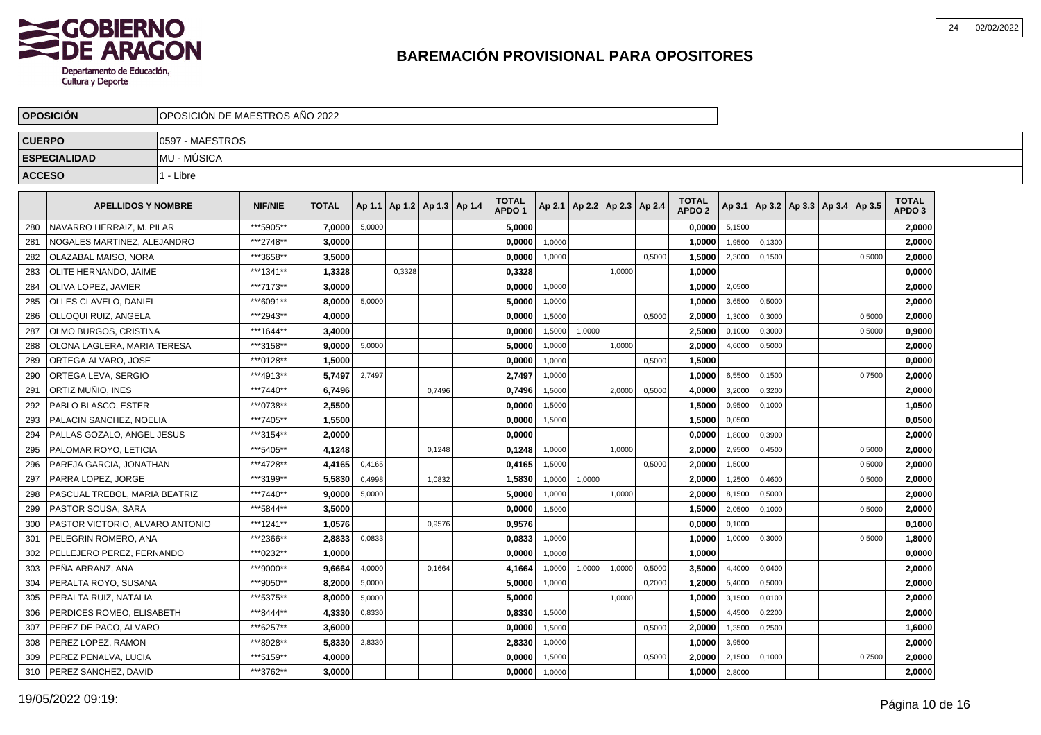# BAREMACIÓN PROVISIONAL PARA OPOSITORES

| OPOSICIÓN | OPOSICIÓN DE MAESTROS AÑO 2022 |
|---|---|
| CUERPO | 0597 - MAESTROS |
| ESPECIALIDAD | MU - MÚSICA |
| ACCESO | 1 - Libre |

| | APELLIDOS Y NOMBRE | NIF/NIE | TOTAL | Ap 1.1 | Ap 1.2 | Ap 1.3 | Ap 1.4 | TOTAL APDO 1 | Ap 2.1 | Ap 2.2 | Ap 2.3 | Ap 2.4 | TOTAL APDO 2 | Ap 3.1 | Ap 3.2 | Ap 3.3 | Ap 3.4 | Ap 3.5 | TOTAL APDO 3 |
|---|---|---|---|---|---|---|---|---|---|---|---|---|---|---|---|---|---|---|---|
| 280 | NAVARRO HERRAIZ, M. PILAR | ***5905** | 7,0000 | 5,0000 | | | | 5,0000 | | | | | 0,0000 | 5,1500 | | | | | 2,0000 |
| 281 | NOGALES MARTINEZ, ALEJANDRO | ***2748** | 3,0000 | | | | | 0,0000 | 1,0000 | | | | 1,0000 | 1,9500 | 0,1300 | | | | 2,0000 |
| 282 | OLAZABAL MAISO, NORA | ***3658** | 3,5000 | | | | | 0,0000 | 1,0000 | | | 0,5000 | 1,5000 | 2,3000 | 0,1500 | | | 0,5000 | 2,0000 |
| 283 | OLITE HERNANDO, JAIME | ***1341** | 1,3328 | | 0,3328 | | | 0,3328 | | | 1,0000 | | 1,0000 | | | | | | 0,0000 |
| 284 | OLIVA LOPEZ, JAVIER | ***7173** | 3,0000 | | | | | 0,0000 | 1,0000 | | | | 1,0000 | 2,0500 | | | | | 2,0000 |
| 285 | OLLES CLAVELO, DANIEL | ***6091** | 8,0000 | 5,0000 | | | | 5,0000 | 1,0000 | | | | 1,0000 | 3,6500 | 0,5000 | | | | 2,0000 |
| 286 | OLLOQUI RUIZ, ANGELA | ***2943** | 4,0000 | | | | | 0,0000 | 1,5000 | | | 0,5000 | 2,0000 | 1,3000 | 0,3000 | | | 0,5000 | 2,0000 |
| 287 | OLMO BURGOS, CRISTINA | ***1644** | 3,4000 | | | | | 0,0000 | 1,5000 | 1,0000 | | | 2,5000 | 0,1000 | 0,3000 | | | 0,5000 | 0,9000 |
| 288 | OLONA LAGLERA, MARIA TERESA | ***3158** | 9,0000 | 5,0000 | | | | 5,0000 | 1,0000 | | 1,0000 | | 2,0000 | 4,6000 | 0,5000 | | | | 2,0000 |
| 289 | ORTEGA ALVARO, JOSE | ***0128** | 1,5000 | | | | | 0,0000 | 1,0000 | | | 0,5000 | 1,5000 | | | | | | 0,0000 |
| 290 | ORTEGA LEVA, SERGIO | ***4913** | 5,7497 | 2,7497 | | | | 2,7497 | 1,0000 | | | | 1,0000 | 6,5500 | 0,1500 | | | 0,7500 | 2,0000 |
| 291 | ORTIZ MUÑIO, INES | ***7440** | 6,7496 | | | 0,7496 | | 0,7496 | 1,5000 | | 2,0000 | 0,5000 | 4,0000 | 3,2000 | 0,3200 | | | | 2,0000 |
| 292 | PABLO BLASCO, ESTER | ***0738** | 2,5500 | | | | | 0,0000 | 1,5000 | | | | 1,5000 | 0,9500 | 0,1000 | | | | 1,0500 |
| 293 | PALACIN SANCHEZ, NOELIA | ***7405** | 1,5500 | | | | | 0,0000 | 1,5000 | | | | 1,5000 | 0,0500 | | | | | 0,0500 |
| 294 | PALLAS GOZALO, ANGEL JESUS | ***3154** | 2,0000 | | | | | 0,0000 | | | | | 0,0000 | 1,8000 | 0,3900 | | | | 2,0000 |
| 295 | PALOMAR ROYO, LETICIA | ***5405** | 4,1248 | | | 0,1248 | | 0,1248 | 1,0000 | | 1,0000 | | 2,0000 | 2,9500 | 0,4500 | | | 0,5000 | 2,0000 |
| 296 | PAREJA GARCIA, JONATHAN | ***4728** | 4,4165 | 0,4165 | | | | 0,4165 | 1,5000 | | | 0,5000 | 2,0000 | 1,5000 | | | | 0,5000 | 2,0000 |
| 297 | PARRA LOPEZ, JORGE | ***3199** | 5,5830 | 0,4998 | | 1,0832 | | 1,5830 | 1,0000 | 1,0000 | | | 2,0000 | 1,2500 | 0,4600 | | | 0,5000 | 2,0000 |
| 298 | PASCUAL TREBOL, MARIA BEATRIZ | ***7440** | 9,0000 | 5,0000 | | | | 5,0000 | 1,0000 | | 1,0000 | | 2,0000 | 8,1500 | 0,5000 | | | | 2,0000 |
| 299 | PASTOR SOUSA, SARA | ***5844** | 3,5000 | | | | | 0,0000 | 1,5000 | | | | 1,5000 | 2,0500 | 0,1000 | | | 0,5000 | 2,0000 |
| 300 | PASTOR VICTORIO, ALVARO ANTONIO | ***1241** | 1,0576 | | | 0,9576 | | 0,9576 | | | | | 0,0000 | 0,1000 | | | | | 0,1000 |
| 301 | PELEGRIN ROMERO, ANA | ***2366** | 2,8833 | 0,0833 | | | | 0,0833 | 1,0000 | | | | 1,0000 | 1,0000 | 0,3000 | | | 0,5000 | 1,8000 |
| 302 | PELLEJERO PEREZ, FERNANDO | ***0232** | 1,0000 | | | | | 0,0000 | 1,0000 | | | | 1,0000 | | | | | | 0,0000 |
| 303 | PEÑA ARRANZ, ANA | ***9000** | 9,6664 | 4,0000 | | 0,1664 | | 4,1664 | 1,0000 | 1,0000 | 1,0000 | 0,5000 | 3,5000 | 4,4000 | 0,0400 | | | | 2,0000 |
| 304 | PERALTA ROYO, SUSANA | ***9050** | 8,2000 | 5,0000 | | | | 5,0000 | 1,0000 | | | 0,2000 | 1,2000 | 5,4000 | 0,5000 | | | | 2,0000 |
| 305 | PERALTA RUIZ, NATALIA | ***5375** | 8,0000 | 5,0000 | | | | 5,0000 | | | 1,0000 | | 1,0000 | 3,1500 | 0,0100 | | | | 2,0000 |
| 306 | PERDICES ROMEO, ELISABETH | ***8444** | 4,3330 | 0,8330 | | | | 0,8330 | 1,5000 | | | | 1,5000 | 4,4500 | 0,2200 | | | | 2,0000 |
| 307 | PEREZ DE PACO, ALVARO | ***6257** | 3,6000 | | | | | 0,0000 | 1,5000 | | | 0,5000 | 2,0000 | 1,3500 | 0,2500 | | | | 1,6000 |
| 308 | PEREZ LOPEZ, RAMON | ***8928** | 5,8330 | 2,8330 | | | | 2,8330 | 1,0000 | | | | 1,0000 | 3,9500 | | | | | 2,0000 |
| 309 | PEREZ PENALVA, LUCIA | ***5159** | 4,0000 | | | | | 0,0000 | 1,5000 | | | 0,5000 | 2,0000 | 2,1500 | 0,1000 | | | 0,7500 | 2,0000 |
| 310 | PEREZ SANCHEZ, DAVID | ***3762** | 3,0000 | | | | | 0,0000 | 1,0000 | | | | 1,0000 | 2,8000 | | | | | 2,0000 |

19/05/2022 09:19: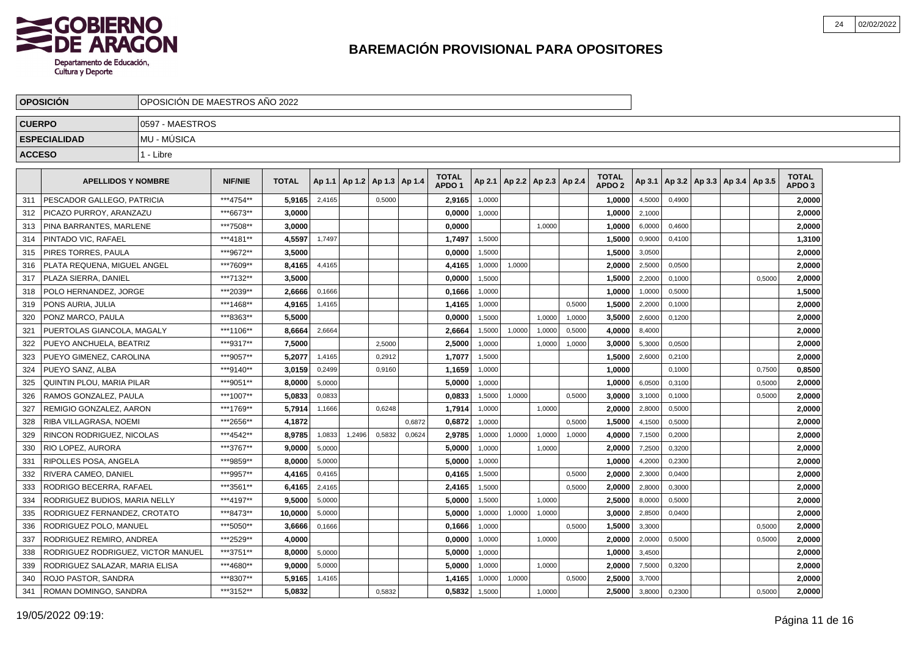# BAREMACIÓN PROVISIONAL PARA OPOSITORES

| | |
|---|---|
| **OPOSICIÓN** | OPOSICIÓN DE MAESTROS AÑO 2022 |
| **CUERPO** | 0597 - MAESTROS |
| **ESPECIALIDAD** | MU - MÚSICA |
| **ACCESO** | 1 - Libre |

| | APELLIDOS Y NOMBRE | NIF/NIE | TOTAL | Ap 1.1 | Ap 1.2 | Ap 1.3 | Ap 1.4 | TOTAL APDO 1 | Ap 2.1 | Ap 2.2 | Ap 2.3 | Ap 2.4 | TOTAL APDO 2 | Ap 3.1 | Ap 3.2 | Ap 3.3 | Ap 3.4 | Ap 3.5 | TOTAL APDO 3 |
|---|---|---|---|---|---|---|---|---|---|---|---|---|---|---|---|---|---|---|---|
| 311 | PESCADOR GALLEGO, PATRICIA | ***4754** | **5,9165** | 2,4165 | | 0,5000 | | **2,9165** | 1,0000 | | | | **1,0000** | 4,5000 | 0,4900 | | | | **2,0000** |
| 312 | PICAZO PURROY, ARANZAZU | ***6673** | **3,0000** | | | | | **0,0000** | 1,0000 | | | | **1,0000** | 2,1000 | | | | | **2,0000** |
| 313 | PINA BARRANTES, MARLENE | ***7508** | **3,0000** | | | | | **0,0000** | | | 1,0000 | | **1,0000** | 6,0000 | 0,4600 | | | | **2,0000** |
| 314 | PINTADO VIC, RAFAEL | ***4181** | **4,5597** | 1,7497 | | | | **1,7497** | 1,5000 | | | | **1,5000** | 0,9000 | 0,4100 | | | | **1,3100** |
| 315 | PIRES TORRES, PAULA | ***9672** | **3,5000** | | | | | **0,0000** | 1,5000 | | | | **1,5000** | 3,0500 | | | | | **2,0000** |
| 316 | PLATA REQUENA, MIGUEL ANGEL | ***7609** | **8,4165** | 4,4165 | | | | **4,4165** | 1,0000 | 1,0000 | | | **2,0000** | 2,5000 | 0,0500 | | | | **2,0000** |
| 317 | PLAZA SIERRA, DANIEL | ***7132** | **3,5000** | | | | | **0,0000** | 1,5000 | | | | **1,5000** | 2,2000 | 0,1000 | | | 0,5000 | **2,0000** |
| 318 | POLO HERNANDEZ, JORGE | ***2039** | **2,6666** | 0,1666 | | | | **0,1666** | 1,0000 | | | | **1,0000** | 1,0000 | 0,5000 | | | | **1,5000** |
| 319 | PONS AURIA, JULIA | ***1468** | **4,9165** | 1,4165 | | | | **1,4165** | 1,0000 | | | 0,5000 | **1,5000** | 2,2000 | 0,1000 | | | | **2,0000** |
| 320 | PONZ MARCO, PAULA | ***8363** | **5,5000** | | | | | **0,0000** | 1,5000 | | 1,0000 | 1,0000 | **3,5000** | 2,6000 | 0,1200 | | | | **2,0000** |
| 321 | PUERTOLAS GIANCOLA, MAGALY | ***1106** | **8,6664** | 2,6664 | | | | **2,6664** | 1,5000 | 1,0000 | 1,0000 | 0,5000 | **4,0000** | 8,4000 | | | | | **2,0000** |
| 322 | PUEYO ANCHUELA, BEATRIZ | ***9317** | **7,5000** | | | 2,5000 | | **2,5000** | 1,0000 | | 1,0000 | 1,0000 | **3,0000** | 5,3000 | 0,0500 | | | | **2,0000** |
| 323 | PUEYO GIMENEZ, CAROLINA | ***9057** | **5,2077** | 1,4165 | | 0,2912 | | **1,7077** | 1,5000 | | | | **1,5000** | 2,6000 | 0,2100 | | | | **2,0000** |
| 324 | PUEYO SANZ, ALBA | ***9140** | **3,0159** | 0,2499 | | 0,9160 | | **1,1659** | 1,0000 | | | | **1,0000** | | 0,1000 | | | 0,7500 | **0,8500** |
| 325 | QUINTIN PLOU, MARIA PILAR | ***9051** | **8,0000** | 5,0000 | | | | **5,0000** | 1,0000 | | | | **1,0000** | 6,0500 | 0,3100 | | | 0,5000 | **2,0000** |
| 326 | RAMOS GONZALEZ, PAULA | ***1007** | **5,0833** | 0,0833 | | | | **0,0833** | 1,5000 | 1,0000 | | 0,5000 | **3,0000** | 3,1000 | 0,1000 | | | 0,5000 | **2,0000** |
| 327 | REMIGIO GONZALEZ, AARON | ***1769** | **5,7914** | 1,1666 | | 0,6248 | | **1,7914** | 1,0000 | | 1,0000 | | **2,0000** | 2,8000 | 0,5000 | | | | **2,0000** |
| 328 | RIBA VILLAGRASA, NOEMI | ***2656** | **4,1872** | | | | 0,6872 | **0,6872** | 1,0000 | | | 0,5000 | **1,5000** | 4,1500 | 0,5000 | | | | **2,0000** |
| 329 | RINCON RODRIGUEZ, NICOLAS | ***4542** | **8,9785** | 1,0833 | 1,2496 | 0,5832 | 0,0624 | **2,9785** | 1,0000 | 1,0000 | 1,0000 | 1,0000 | **4,0000** | 7,1500 | 0,2000 | | | | **2,0000** |
| 330 | RIO LOPEZ, AURORA | ***3767** | **9,0000** | 5,0000 | | | | **5,0000** | 1,0000 | | 1,0000 | | **2,0000** | 7,2500 | 0,3200 | | | | **2,0000** |
| 331 | RIPOLLES POSA, ANGELA | ***9859** | **8,0000** | 5,0000 | | | | **5,0000** | 1,0000 | | | | **1,0000** | 4,2000 | 0,2300 | | | | **2,0000** |
| 332 | RIVERA CAMEO, DANIEL | ***9957** | **4,4165** | 0,4165 | | | | **0,4165** | 1,5000 | | | 0,5000 | **2,0000** | 2,3000 | 0,0400 | | | | **2,0000** |
| 333 | RODRIGO BECERRA, RAFAEL | ***3561** | **6,4165** | 2,4165 | | | | **2,4165** | 1,5000 | | | 0,5000 | **2,0000** | 2,8000 | 0,3000 | | | | **2,0000** |
| 334 | RODRIGUEZ BUDIOS, MARIA NELLY | ***4197** | **9,5000** | 5,0000 | | | | **5,0000** | 1,5000 | | 1,0000 | | **2,5000** | 8,0000 | 0,5000 | | | | **2,0000** |
| 335 | RODRIGUEZ FERNANDEZ, CROTATO | ***8473** | **10,0000** | 5,0000 | | | | **5,0000** | 1,0000 | 1,0000 | 1,0000 | | **3,0000** | 2,8500 | 0,0400 | | | | **2,0000** |
| 336 | RODRIGUEZ POLO, MANUEL | ***5050** | **3,6666** | 0,1666 | | | | **0,1666** | 1,0000 | | | 0,5000 | **1,5000** | 3,3000 | | | | 0,5000 | **2,0000** |
| 337 | RODRIGUEZ REMIRO, ANDREA | ***2529** | **4,0000** | | | | | **0,0000** | 1,0000 | | 1,0000 | | **2,0000** | 2,0000 | 0,5000 | | | 0,5000 | **2,0000** |
| 338 | RODRIGUEZ RODRIGUEZ, VICTOR MANUEL | ***3751** | **8,0000** | 5,0000 | | | | **5,0000** | 1,0000 | | | | **1,0000** | 3,4500 | | | | | **2,0000** |
| 339 | RODRIGUEZ SALAZAR, MARIA ELISA | ***4680** | **9,0000** | 5,0000 | | | | **5,0000** | 1,0000 | | 1,0000 | | **2,0000** | 7,5000 | 0,3200 | | | | **2,0000** |
| 340 | ROJO PASTOR, SANDRA | ***8307** | **5,9165** | 1,4165 | | | | **1,4165** | 1,0000 | 1,0000 | | 0,5000 | **2,5000** | 3,7000 | | | | | **2,0000** |
| 341 | ROMAN DOMINGO, SANDRA | ***3152** | **5,0832** | | | 0,5832 | | **0,5832** | 1,5000 | | 1,0000 | | **2,5000** | 3,8000 | 0,2300 | | | 0,5000 | **2,0000** |

19/05/2022 09:19: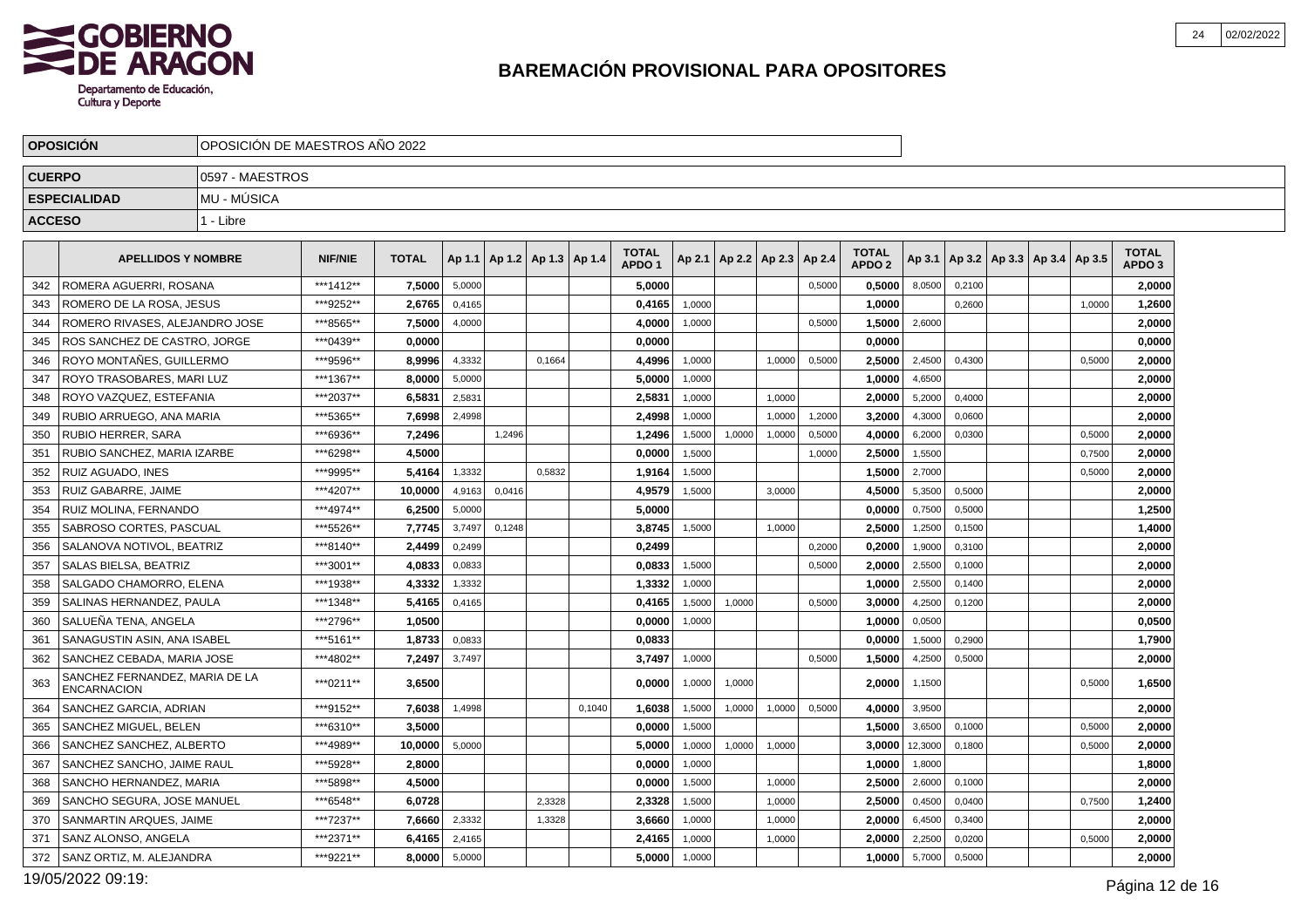# BAREMACIÓN PROVISIONAL PARA OPOSITORES

| | |
|---|---|
| **OPOSICIÓN** | OPOSICIÓN DE MAESTROS AÑO 2022 |
| **CUERPO** | 0597 - MAESTROS |
| **ESPECIALIDAD** | MU - MÚSICA |
| **ACCESO** | 1 - Libre |

| | APELLIDOS Y NOMBRE | NIF/NIE | TOTAL | Ap 1.1 | Ap 1.2 | Ap 1.3 | Ap 1.4 | TOTAL APDO 1 | Ap 2.1 | Ap 2.2 | Ap 2.3 | Ap 2.4 | TOTAL APDO 2 | Ap 3.1 | Ap 3.2 | Ap 3.3 | Ap 3.4 | Ap 3.5 | TOTAL APDO 3 |
|---|---|---|---|---|---|---|---|---|---|---|---|---|---|---|---|---|---|---|---|
| 342 | ROMERA AGUERRI, ROSANA | ***1412** | **7,5000** | 5,0000 | | | | **5,0000** | | | | 0,5000 | **0,5000** | 8,0500 | 0,2100 | | | | **2,0000** |
| 343 | ROMERO DE LA ROSA, JESUS | ***9252** | **2,6765** | 0,4165 | | | | **0,4165** | 1,0000 | | | | **1,0000** | | 0,2600 | | | 1,0000 | **1,2600** |
| 344 | ROMERO RIVASES, ALEJANDRO JOSE | ***8565** | **7,5000** | 4,0000 | | | | **4,0000** | 1,0000 | | | 0,5000 | **1,5000** | 2,6000 | | | | | **2,0000** |
| 345 | ROS SANCHEZ DE CASTRO, JORGE | ***0439** | **0,0000** | | | | | **0,0000** | | | | | **0,0000** | | | | | | **0,0000** |
| 346 | ROYO MONTAÑES, GUILLERMO | ***9596** | **8,9996** | 4,3332 | | 0,1664 | | **4,4996** | 1,0000 | | 1,0000 | 0,5000 | **2,5000** | 2,4500 | 0,4300 | | | 0,5000 | **2,0000** |
| 347 | ROYO TRASOBARES, MARI LUZ | ***1367** | **8,0000** | 5,0000 | | | | **5,0000** | 1,0000 | | | | **1,0000** | 4,6500 | | | | | **2,0000** |
| 348 | ROYO VAZQUEZ, ESTEFANIA | ***2037** | **6,5831** | 2,5831 | | | | **2,5831** | 1,0000 | | 1,0000 | | **2,0000** | 5,2000 | 0,4000 | | | | **2,0000** |
| 349 | RUBIO ARRUEGO, ANA MARIA | ***5365** | **7,6998** | 2,4998 | | | | **2,4998** | 1,0000 | | 1,0000 | 1,2000 | **3,2000** | 4,3000 | 0,0600 | | | | **2,0000** |
| 350 | RUBIO HERRER, SARA | ***6936** | **7,2496** | | 1,2496 | | | **1,2496** | 1,5000 | 1,0000 | 1,0000 | 0,5000 | **4,0000** | 6,2000 | 0,0300 | | | 0,5000 | **2,0000** |
| 351 | RUBIO SANCHEZ, MARIA IZARBE | ***6298** | **4,5000** | | | | | **0,0000** | 1,5000 | | | 1,0000 | **2,5000** | 1,5500 | | | | 0,7500 | **2,0000** |
| 352 | RUIZ AGUADO, INES | ***9995** | **5,4164** | 1,3332 | | 0,5832 | | **1,9164** | 1,5000 | | | | **1,5000** | 2,7000 | | | | 0,5000 | **2,0000** |
| 353 | RUIZ GABARRE, JAIME | ***4207** | **10,0000** | 4,9163 | 0,0416 | | | **4,9579** | 1,5000 | | 3,0000 | | **4,5000** | 5,3500 | 0,5000 | | | | **2,0000** |
| 354 | RUIZ MOLINA, FERNANDO | ***4974** | **6,2500** | 5,0000 | | | | **5,0000** | | | | | **0,0000** | 0,7500 | 0,5000 | | | | **1,2500** |
| 355 | SABROSO CORTES, PASCUAL | ***5526** | **7,7745** | 3,7497 | 0,1248 | | | **3,8745** | 1,5000 | | 1,0000 | | **2,5000** | 1,2500 | 0,1500 | | | | **1,4000** |
| 356 | SALANOVA NOTIVOL, BEATRIZ | ***8140** | **2,4499** | 0,2499 | | | | **0,2499** | | | | 0,2000 | **0,2000** | 1,9000 | 0,3100 | | | | **2,0000** |
| 357 | SALAS BIELSA, BEATRIZ | ***3001** | **4,0833** | 0,0833 | | | | **0,0833** | 1,5000 | | | 0,5000 | **2,0000** | 2,5500 | 0,1000 | | | | **2,0000** |
| 358 | SALGADO CHAMORRO, ELENA | ***1938** | **4,3332** | 1,3332 | | | | **1,3332** | 1,0000 | | | | **1,0000** | 2,5500 | 0,1400 | | | | **2,0000** |
| 359 | SALINAS HERNANDEZ, PAULA | ***1348** | **5,4165** | 0,4165 | | | | **0,4165** | 1,5000 | 1,0000 | | 0,5000 | **3,0000** | 4,2500 | 0,1200 | | | | **2,0000** |
| 360 | SALUEÑA TENA, ANGELA | ***2796** | **1,0500** | | | | | **0,0000** | 1,0000 | | | | **1,0000** | 0,0500 | | | | | **0,0500** |
| 361 | SANAGUSTIN ASIN, ANA ISABEL | ***5161** | **1,8733** | 0,0833 | | | | **0,0833** | | | | | **0,0000** | 1,5000 | 0,2900 | | | | **1,7900** |
| 362 | SANCHEZ CEBADA, MARIA JOSE | ***4802** | **7,2497** | 3,7497 | | | | **3,7497** | 1,0000 | | | 0,5000 | **1,5000** | 4,2500 | 0,5000 | | | | **2,0000** |
| 363 | SANCHEZ FERNANDEZ, MARIA DE LA ENCARNACION | ***0211** | **3,6500** | | | | | **0,0000** | 1,0000 | 1,0000 | | | **2,0000** | 1,1500 | | | | 0,5000 | **1,6500** |
| 364 | SANCHEZ GARCIA, ADRIAN | ***9152** | **7,6038** | 1,4998 | | | 0,1040 | **1,6038** | 1,5000 | 1,0000 | 1,0000 | 0,5000 | **4,0000** | 3,9500 | | | | | **2,0000** |
| 365 | SANCHEZ MIGUEL, BELEN | ***6310** | **3,5000** | | | | | **0,0000** | 1,5000 | | | | **1,5000** | 3,6500 | 0,1000 | | | 0,5000 | **2,0000** |
| 366 | SANCHEZ SANCHEZ, ALBERTO | ***4989** | **10,0000** | 5,0000 | | | | **5,0000** | 1,0000 | 1,0000 | 1,0000 | | **3,0000** | 12,3000 | 0,1800 | | | 0,5000 | **2,0000** |
| 367 | SANCHEZ SANCHO, JAIME RAUL | ***5928** | **2,8000** | | | | | **0,0000** | 1,0000 | | | | **1,0000** | 1,8000 | | | | | **1,8000** |
| 368 | SANCHO HERNANDEZ, MARIA | ***5898** | **4,5000** | | | | | **0,0000** | 1,5000 | | 1,0000 | | **2,5000** | 2,6000 | 0,1000 | | | | **2,0000** |
| 369 | SANCHO SEGURA, JOSE MANUEL | ***6548** | **6,0728** | | | 2,3328 | | **2,3328** | 1,5000 | | 1,0000 | | **2,5000** | 0,4500 | 0,0400 | | | 0,7500 | **1,2400** |
| 370 | SANMARTIN ARQUES, JAIME | ***7237** | **7,6660** | 2,3332 | | 1,3328 | | **3,6660** | 1,0000 | | 1,0000 | | **2,0000** | 6,4500 | 0,3400 | | | | **2,0000** |
| 371 | SANZ ALONSO, ANGELA | ***2371** | **6,4165** | 2,4165 | | | | **2,4165** | 1,0000 | | 1,0000 | | **2,0000** | 2,2500 | 0,0200 | | | 0,5000 | **2,0000** |
| 372 | SANZ ORTIZ, M. ALEJANDRA | ***9221** | **8,0000** | 5,0000 | | | | **5,0000** | 1,0000 | | | | **1,0000** | 5,7000 | 0,5000 | | | | **2,0000** |

19/05/2022 09:19: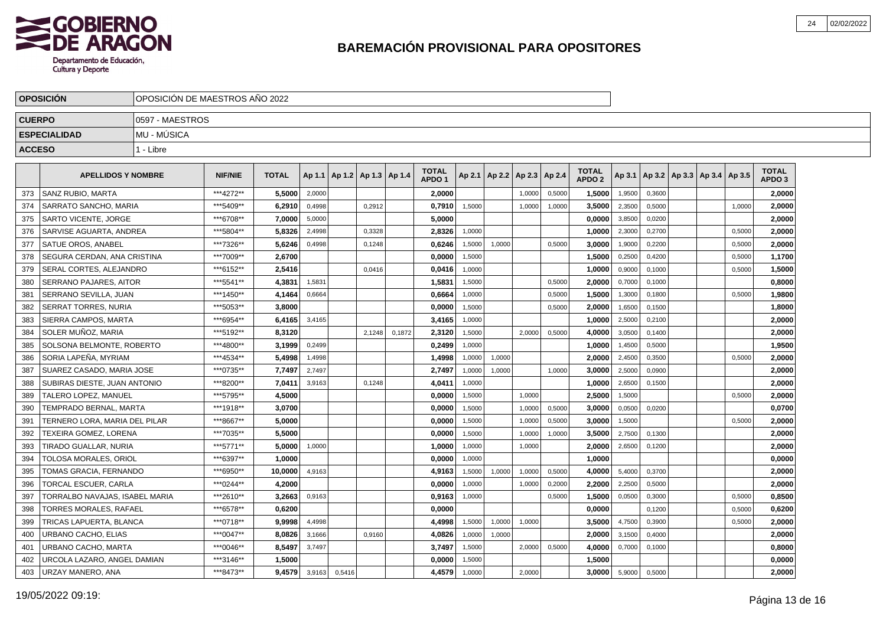# BAREMACIÓN PROVISIONAL PARA OPOSITORES

| | |
|---|---|
| **OPOSICIÓN** | OPOSICIÓN DE MAESTROS AÑO 2022 |
| **CUERPO** | 0597 - MAESTROS |
| **ESPECIALIDAD** | MU - MÚSICA |
| **ACCESO** | 1 - Libre |

| | APELLIDOS Y NOMBRE | NIF/NIE | TOTAL | Ap 1.1 | Ap 1.2 | Ap 1.3 | Ap 1.4 | TOTAL APDO 1 | Ap 2.1 | Ap 2.2 | Ap 2.3 | Ap 2.4 | TOTAL APDO 2 | Ap 3.1 | Ap 3.2 | Ap 3.3 | Ap 3.4 | Ap 3.5 | TOTAL APDO 3 |
|---|---|---|---|---|---|---|---|---|---|---|---|---|---|---|---|---|---|---|---|
| 373 | SANZ RUBIO, MARTA | ***4272** | 5,5000 | 2,0000 | | | | 2,0000 | | | 1,0000 | 0,5000 | 1,5000 | 1,9500 | 0,3600 | | | | 2,0000 |
| 374 | SARRATO SANCHO, MARIA | ***5409** | 6,2910 | 0,4998 | | 0,2912 | | 0,7910 | 1,5000 | | 1,0000 | 1,0000 | 3,5000 | 2,3500 | 0,5000 | | | 1,0000 | 2,0000 |
| 375 | SARTO VICENTE, JORGE | ***6708** | 7,0000 | 5,0000 | | | | 5,0000 | | | | | 0,0000 | 3,8500 | 0,0200 | | | | 2,0000 |
| 376 | SARVISE AGUARTA, ANDREA | ***5804** | 5,8326 | 2,4998 | | 0,3328 | | 2,8326 | 1,0000 | | | | 1,0000 | 2,3000 | 0,2700 | | | 0,5000 | 2,0000 |
| 377 | SATUE OROS, ANABEL | ***7326** | 5,6246 | 0,4998 | | 0,1248 | | 0,6246 | 1,5000 | 1,0000 | | 0,5000 | 3,0000 | 1,9000 | 0,2200 | | | 0,5000 | 2,0000 |
| 378 | SEGURA CERDAN, ANA CRISTINA | ***7009** | 2,6700 | | | | | 0,0000 | 1,5000 | | | | 1,5000 | 0,2500 | 0,4200 | | | 0,5000 | 1,1700 |
| 379 | SERAL CORTES, ALEJANDRO | ***6152** | 2,5416 | | | 0,0416 | | 0,0416 | 1,0000 | | | | 1,0000 | 0,9000 | 0,1000 | | | 0,5000 | 1,5000 |
| 380 | SERRANO PAJARES, AITOR | ***5541** | 4,3831 | 1,5831 | | | | 1,5831 | 1,5000 | | | 0,5000 | 2,0000 | 0,7000 | 0,1000 | | | | 0,8000 |
| 381 | SERRANO SEVILLA, JUAN | ***1450** | 4,1464 | 0,6664 | | | | 0,6664 | 1,0000 | | | 0,5000 | 1,5000 | 1,3000 | 0,1800 | | | 0,5000 | 1,9800 |
| 382 | SERRAT TORRES, NURIA | ***5053** | 3,8000 | | | | | 0,0000 | 1,5000 | | | 0,5000 | 2,0000 | 1,6500 | 0,1500 | | | | 1,8000 |
| 383 | SIERRA CAMPOS, MARTA | ***6954** | 6,4165 | 3,4165 | | | | 3,4165 | 1,0000 | | | | 1,0000 | 2,5000 | 0,2100 | | | | 2,0000 |
| 384 | SOLER MUÑOZ, MARIA | ***5192** | 8,3120 | | | 2,1248 | 0,1872 | 2,3120 | 1,5000 | | 2,0000 | 0,5000 | 4,0000 | 3,0500 | 0,1400 | | | | 2,0000 |
| 385 | SOLSONA BELMONTE, ROBERTO | ***4800** | 3,1999 | 0,2499 | | | | 0,2499 | 1,0000 | | | | 1,0000 | 1,4500 | 0,5000 | | | | 1,9500 |
| 386 | SORIA LAPEÑA, MYRIAM | ***4534** | 5,4998 | 1,4998 | | | | 1,4998 | 1,0000 | 1,0000 | | | 2,0000 | 2,4500 | 0,3500 | | | 0,5000 | 2,0000 |
| 387 | SUAREZ CASADO, MARIA JOSE | ***0735** | 7,7497 | 2,7497 | | | | 2,7497 | 1,0000 | 1,0000 | | 1,0000 | 3,0000 | 2,5000 | 0,0900 | | | | 2,0000 |
| 388 | SUBIRAS DIESTE, JUAN ANTONIO | ***8200** | 7,0411 | 3,9163 | | 0,1248 | | 4,0411 | 1,0000 | | | | 1,0000 | 2,6500 | 0,1500 | | | | 2,0000 |
| 389 | TALERO LOPEZ, MANUEL | ***5795** | 4,5000 | | | | | 0,0000 | 1,5000 | | 1,0000 | | 2,5000 | 1,5000 | | | | 0,5000 | 2,0000 |
| 390 | TEMPRADO BERNAL, MARTA | ***1918** | 3,0700 | | | | | 0,0000 | 1,5000 | | 1,0000 | 0,5000 | 3,0000 | 0,0500 | 0,0200 | | | | 0,0700 |
| 391 | TERNERO LORA, MARIA DEL PILAR | ***8667** | 5,0000 | | | | | 0,0000 | 1,5000 | | 1,0000 | 0,5000 | 3,0000 | 1,5000 | | | | 0,5000 | 2,0000 |
| 392 | TEXEIRA GOMEZ, LORENA | ***7035** | 5,5000 | | | | | 0,0000 | 1,5000 | | 1,0000 | 1,0000 | 3,5000 | 2,7500 | 0,1300 | | | | 2,0000 |
| 393 | TIRADO GUALLAR, NURIA | ***5771** | 5,0000 | 1,0000 | | | | 1,0000 | 1,0000 | | 1,0000 | | 2,0000 | 2,6500 | 0,1200 | | | | 2,0000 |
| 394 | TOLOSA MORALES, ORIOL | ***6397** | 1,0000 | | | | | 0,0000 | 1,0000 | | | | 1,0000 | | | | | | 0,0000 |
| 395 | TOMAS GRACIA, FERNANDO | ***6950** | 10,0000 | 4,9163 | | | | 4,9163 | 1,5000 | 1,0000 | 1,0000 | 0,5000 | 4,0000 | 5,4000 | 0,3700 | | | | 2,0000 |
| 396 | TORCAL ESCUER, CARLA | ***0244** | 4,2000 | | | | | 0,0000 | 1,0000 | | 1,0000 | 0,2000 | 2,2000 | 2,2500 | 0,5000 | | | | 2,0000 |
| 397 | TORRALBO NAVAJAS, ISABEL MARIA | ***2610** | 3,2663 | 0,9163 | | | | 0,9163 | 1,0000 | | | 0,5000 | 1,5000 | 0,0500 | 0,3000 | | | 0,5000 | 0,8500 |
| 398 | TORRES MORALES, RAFAEL | ***6578** | 0,6200 | | | | | 0,0000 | | | | | 0,0000 | | 0,1200 | | | 0,5000 | 0,6200 |
| 399 | TRICAS LAPUERTA, BLANCA | ***0718** | 9,9998 | 4,4998 | | | | 4,4998 | 1,5000 | 1,0000 | 1,0000 | | 3,5000 | 4,7500 | 0,3900 | | | 0,5000 | 2,0000 |
| 400 | URBANO CACHO, ELIAS | ***0047** | 8,0826 | 3,1666 | | 0,9160 | | 4,0826 | 1,0000 | 1,0000 | | | 2,0000 | 3,1500 | 0,4000 | | | | 2,0000 |
| 401 | URBANO CACHO, MARTA | ***0046** | 8,5497 | 3,7497 | | | | 3,7497 | 1,5000 | | 2,0000 | 0,5000 | 4,0000 | 0,7000 | 0,1000 | | | | 0,8000 |
| 402 | URCOLA LAZARO, ANGEL DAMIAN | ***3146** | 1,5000 | | | | | 0,0000 | 1,5000 | | | | 1,5000 | | | | | | 0,0000 |
| 403 | URZAY MANERO, ANA | ***8473** | 9,4579 | 3,9163 | 0,5416 | | | 4,4579 | 1,0000 | | 2,0000 | | 3,0000 | 5,9000 | 0,5000 | | | | 2,0000 |

19/05/2022 09:19: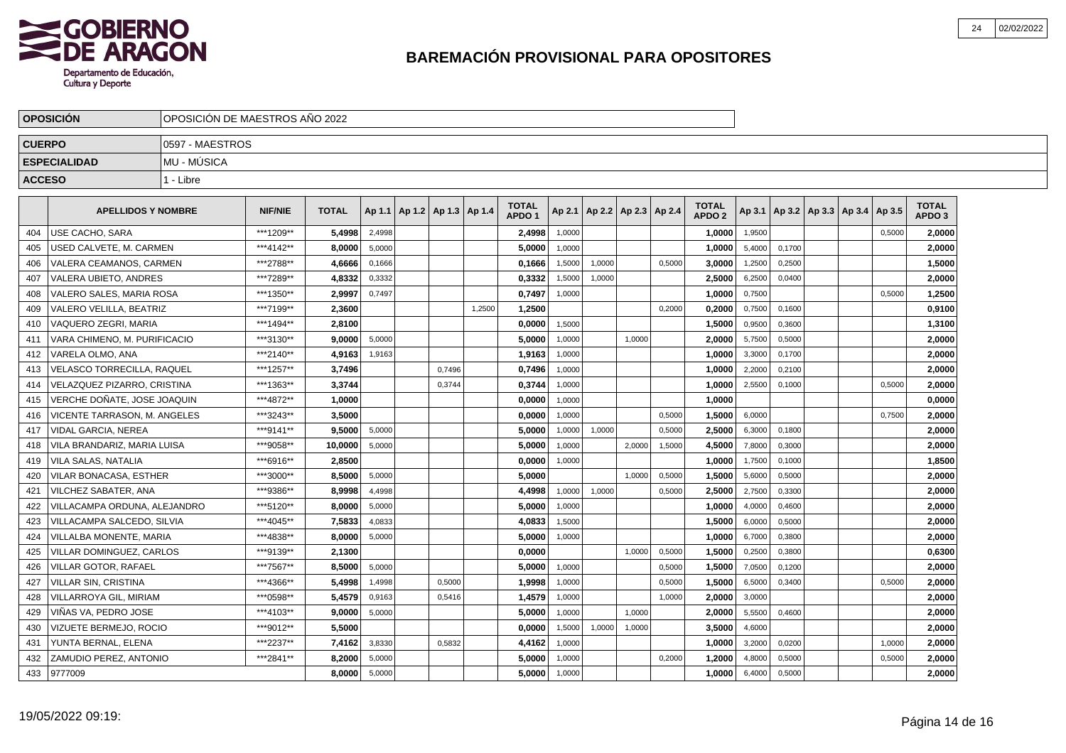# BAREMACIÓN PROVISIONAL PARA OPOSITORES

| OPOSICIÓN | OPOSICIÓN DE MAESTROS AÑO 2022 |
|---|---|
| CUERPO | 0597 - MAESTROS |
| ESPECIALIDAD | MU - MÚSICA |
| ACCESO | 1 - Libre |

| | APELLIDOS Y NOMBRE | NIF/NIE | TOTAL | Ap 1.1 | Ap 1.2 | Ap 1.3 | Ap 1.4 | TOTAL APDO 1 | Ap 2.1 | Ap 2.2 | Ap 2.3 | Ap 2.4 | TOTAL APDO 2 | Ap 3.1 | Ap 3.2 | Ap 3.3 | Ap 3.4 | Ap 3.5 | TOTAL APDO 3 |
|---|---|---|---|---|---|---|---|---|---|---|---|---|---|---|---|---|---|---|---|
| 404 | USE CACHO, SARA | ***1209** | 5,4998 | 2,4998 | | | | 2,4998 | 1,0000 | | | | 1,0000 | 1,9500 | | | | 0,5000 | 2,0000 |
| 405 | USED CALVETE, M. CARMEN | ***4142** | 8,0000 | 5,0000 | | | | 5,0000 | 1,0000 | | | | 1,0000 | 5,4000 | 0,1700 | | | | 2,0000 |
| 406 | VALERA CEAMANOS, CARMEN | ***2788** | 4,6666 | 0,1666 | | | | 0,1666 | 1,5000 | 1,0000 | | 0,5000 | 3,0000 | 1,2500 | 0,2500 | | | | 1,5000 |
| 407 | VALERA UBIETO, ANDRES | ***7289** | 4,8332 | 0,3332 | | | | 0,3332 | 1,5000 | 1,0000 | | | 2,5000 | 6,2500 | 0,0400 | | | | 2,0000 |
| 408 | VALERO SALES, MARIA ROSA | ***1350** | 2,9997 | 0,7497 | | | | 0,7497 | 1,0000 | | | | 1,0000 | 0,7500 | | | | 0,5000 | 1,2500 |
| 409 | VALERO VELILLA, BEATRIZ | ***7199** | 2,3600 | | | | 1,2500 | 1,2500 | | | | 0,2000 | 0,2000 | 0,7500 | 0,1600 | | | | 0,9100 |
| 410 | VAQUERO ZEGRI, MARIA | ***1494** | 2,8100 | | | | | 0,0000 | 1,5000 | | | | 1,5000 | 0,9500 | 0,3600 | | | | 1,3100 |
| 411 | VARA CHIMENO, M. PURIFICACIO | ***3130** | 9,0000 | 5,0000 | | | | 5,0000 | 1,0000 | | 1,0000 | | 2,0000 | 5,7500 | 0,5000 | | | | 2,0000 |
| 412 | VARELA OLMO, ANA | ***2140** | 4,9163 | 1,9163 | | | | 1,9163 | 1,0000 | | | | 1,0000 | 3,3000 | 0,1700 | | | | 2,0000 |
| 413 | VELASCO TORRECILLA, RAQUEL | ***1257** | 3,7496 | | | 0,7496 | | 0,7496 | 1,0000 | | | | 1,0000 | 2,2000 | 0,2100 | | | | 2,0000 |
| 414 | VELAZQUEZ PIZARRO, CRISTINA | ***1363** | 3,3744 | | | 0,3744 | | 0,3744 | 1,0000 | | | | 1,0000 | 2,5500 | 0,1000 | | | 0,5000 | 2,0000 |
| 415 | VERCHE DOÑATE, JOSE JOAQUIN | ***4872** | 1,0000 | | | | | 0,0000 | 1,0000 | | | | 1,0000 | | | | | | 0,0000 |
| 416 | VICENTE TARRASON, M. ANGELES | ***3243** | 3,5000 | | | | | 0,0000 | 1,0000 | | | 0,5000 | 1,5000 | 6,0000 | | | | 0,7500 | 2,0000 |
| 417 | VIDAL GARCIA, NEREA | ***9141** | 9,5000 | 5,0000 | | | | 5,0000 | 1,0000 | 1,0000 | | 0,5000 | 2,5000 | 6,3000 | 0,1800 | | | | 2,0000 |
| 418 | VILA BRANDARIZ, MARIA LUISA | ***9058** | 10,0000 | 5,0000 | | | | 5,0000 | 1,0000 | | 2,0000 | 1,5000 | 4,5000 | 7,8000 | 0,3000 | | | | 2,0000 |
| 419 | VILA SALAS, NATALIA | ***6916** | 2,8500 | | | | | 0,0000 | 1,0000 | | | | 1,0000 | 1,7500 | 0,1000 | | | | 1,8500 |
| 420 | VILAR BONACASA, ESTHER | ***3000** | 8,5000 | 5,0000 | | | | 5,0000 | | | 1,0000 | 0,5000 | 1,5000 | 5,6000 | 0,5000 | | | | 2,0000 |
| 421 | VILCHEZ SABATER, ANA | ***9386** | 8,9998 | 4,4998 | | | | 4,4998 | 1,0000 | 1,0000 | | 0,5000 | 2,5000 | 2,7500 | 0,3300 | | | | 2,0000 |
| 422 | VILLACAMPA ORDUNA, ALEJANDRO | ***5120** | 8,0000 | 5,0000 | | | | 5,0000 | 1,0000 | | | | 1,0000 | 4,0000 | 0,4600 | | | | 2,0000 |
| 423 | VILLACAMPA SALCEDO, SILVIA | ***4045** | 7,5833 | 4,0833 | | | | 4,0833 | 1,5000 | | | | 1,5000 | 6,0000 | 0,5000 | | | | 2,0000 |
| 424 | VILLALBA MONENTE, MARIA | ***4838** | 8,0000 | 5,0000 | | | | 5,0000 | 1,0000 | | | | 1,0000 | 6,7000 | 0,3800 | | | | 2,0000 |
| 425 | VILLAR DOMINGUEZ, CARLOS | ***9139** | 2,1300 | | | | | 0,0000 | | | 1,0000 | 0,5000 | 1,5000 | 0,2500 | 0,3800 | | | | 0,6300 |
| 426 | VILLAR GOTOR, RAFAEL | ***7567** | 8,5000 | 5,0000 | | | | 5,0000 | 1,0000 | | | 0,5000 | 1,5000 | 7,0500 | 0,1200 | | | | 2,0000 |
| 427 | VILLAR SIN, CRISTINA | ***4366** | 5,4998 | 1,4998 | | 0,5000 | | 1,9998 | 1,0000 | | | 0,5000 | 1,5000 | 6,5000 | 0,3400 | | | 0,5000 | 2,0000 |
| 428 | VILLARROYA GIL, MIRIAM | ***0598** | 5,4579 | 0,9163 | | 0,5416 | | 1,4579 | 1,0000 | | | 1,0000 | 2,0000 | 3,0000 | | | | | 2,0000 |
| 429 | VIÑAS VA, PEDRO JOSE | ***4103** | 9,0000 | 5,0000 | | | | 5,0000 | 1,0000 | | 1,0000 | | 2,0000 | 5,5500 | 0,4600 | | | | 2,0000 |
| 430 | VIZUETE BERMEJO, ROCIO | ***9012** | 5,5000 | | | | | 0,0000 | 1,5000 | 1,0000 | 1,0000 | | 3,5000 | 4,6000 | | | | | 2,0000 |
| 431 | YUNTA BERNAL, ELENA | ***2237** | 7,4162 | 3,8330 | | 0,5832 | | 4,4162 | 1,0000 | | | | 1,0000 | 3,2000 | 0,0200 | | | 1,0000 | 2,0000 |
| 432 | ZAMUDIO PEREZ, ANTONIO | ***2841** | 8,2000 | 5,0000 | | | | 5,0000 | 1,0000 | | | 0,2000 | 1,2000 | 4,8000 | 0,5000 | | | 0,5000 | 2,0000 |
| 433 | 9777009 | | 8,0000 | 5,0000 | | | | 5,0000 | 1,0000 | | | | 1,0000 | 6,4000 | 0,5000 | | | | 2,0000 |

19/05/2022 09:19: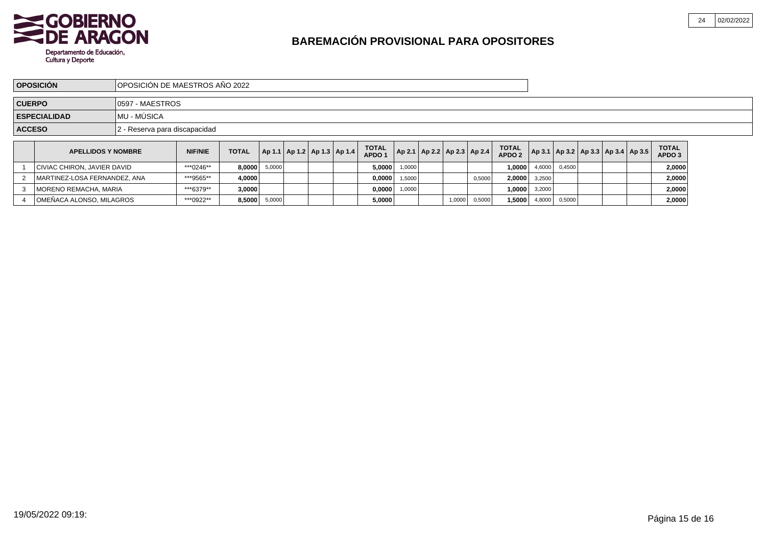# BAREMACIÓN PROVISIONAL PARA OPOSITORES

| | |
|---|---|
| **OPOSICIÓN** | OPOSICIÓN DE MAESTROS AÑO 2022 |
| **CUERPO** | 0597 - MAESTROS |
| **ESPECIALIDAD** | MU - MÚSICA |
| **ACCESO** | 2 - Reserva para discapacidad |

| | APELLIDOS Y NOMBRE | NIF/NIE | TOTAL | Ap 1.1 | Ap 1.2 | Ap 1.3 | Ap 1.4 | TOTAL APDO 1 | Ap 2.1 | Ap 2.2 | Ap 2.3 | Ap 2.4 | TOTAL APDO 2 | Ap 3.1 | Ap 3.2 | Ap 3.3 | Ap 3.4 | Ap 3.5 | TOTAL APDO 3 |
|---|---|---|---|---|---|---|---|---|---|---|---|---|---|---|---|---|---|---|---|
| 1 | CIVIAC CHIRON, JAVIER DAVID | ***0246** | **8,0000** | 5,0000 | | | | **5,0000** | 1,0000 | | | | **1,0000** | 4,6000 | 0,4500 | | | | **2,0000** |
| 2 | MARTINEZ-LOSA FERNANDEZ, ANA | ***9565** | **4,0000** | | | | | **0,0000** | 1,5000 | | | 0,5000 | **2,0000** | 3,2500 | | | | | **2,0000** |
| 3 | MORENO REMACHA, MARIA | ***6379** | **3,0000** | | | | | **0,0000** | 1,0000 | | | | **1,0000** | 3,2000 | | | | | **2,0000** |
| 4 | OMEÑACA ALONSO, MILAGROS | ***0922** | **8,5000** | 5,0000 | | | | **5,0000** | | | 1,0000 | 0,5000 | **1,5000** | 4,8000 | 0,5000 | | | | **2,0000** |

19/05/2022 09:19: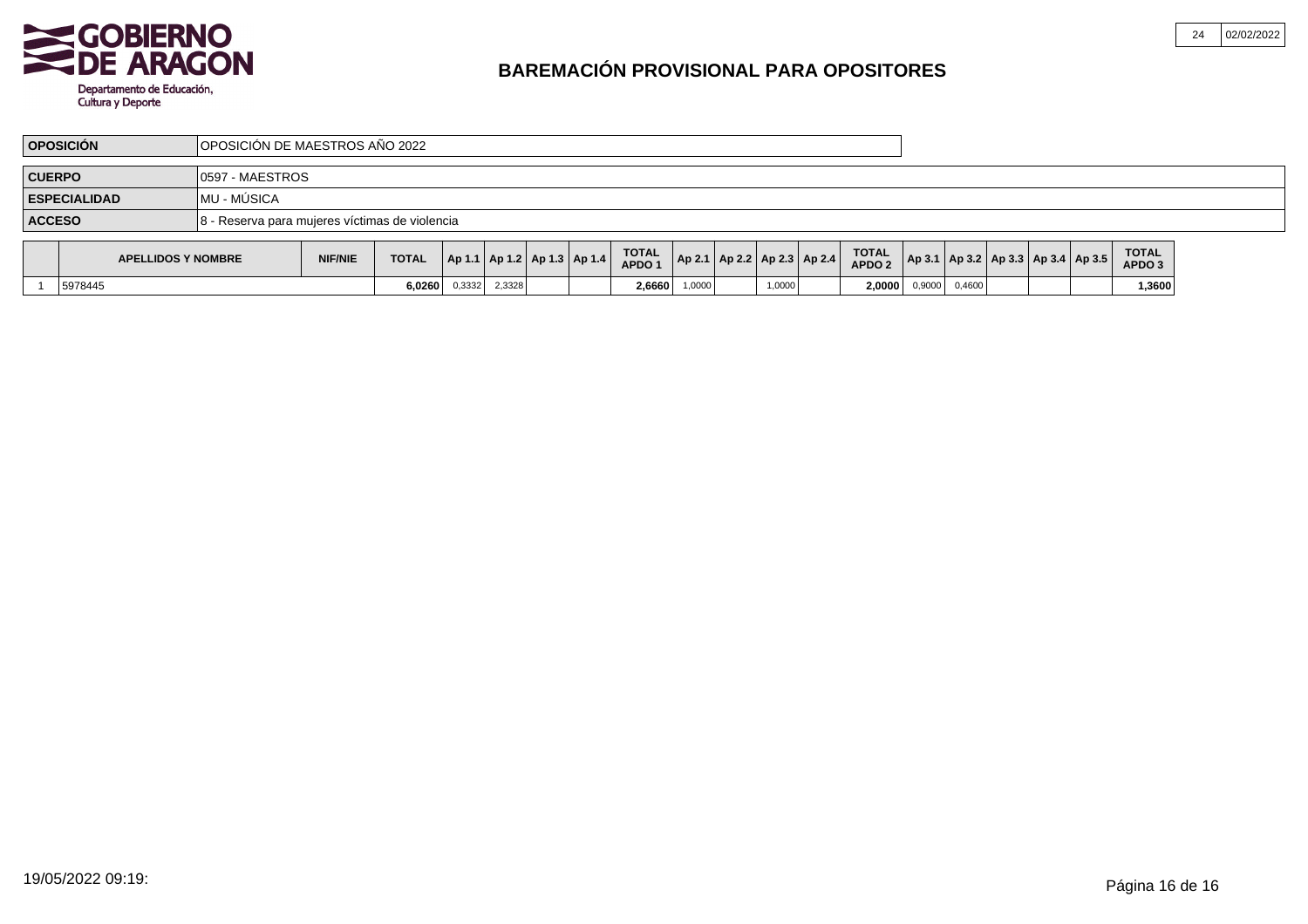## BAREMACIÓN PROVISIONAL PARA OPOSITORES

| | |
|---|---|
| **OPOSICIÓN** | OPOSICIÓN DE MAESTROS AÑO 2022 |
| **CUERPO** | 0597 - MAESTROS |
| **ESPECIALIDAD** | MU - MÚSICA |
| **ACCESO** | 8 - Reserva para mujeres víctimas de violencia |

| | APELLIDOS Y NOMBRE | NIF/NIE | TOTAL | Ap 1.1 | Ap 1.2 | Ap 1.3 | Ap 1.4 | TOTAL APDO 1 | Ap 2.1 | Ap 2.2 | Ap 2.3 | Ap 2.4 | TOTAL APDO 2 | Ap 3.1 | Ap 3.2 | Ap 3.3 | Ap 3.4 | Ap 3.5 | TOTAL APDO 3 |
|---|---|---|---|---|---|---|---|---|---|---|---|---|---|---|---|---|---|---|---|
| 1 | 5978445 | | **6,0260** | 0,3332 | 2,3328 | | | **2,6660** | 1,0000 | | 1,0000 | | **2,0000** | 0,9000 | 0,4600 | | | | **1,3600** |

19/05/2022 09:19: